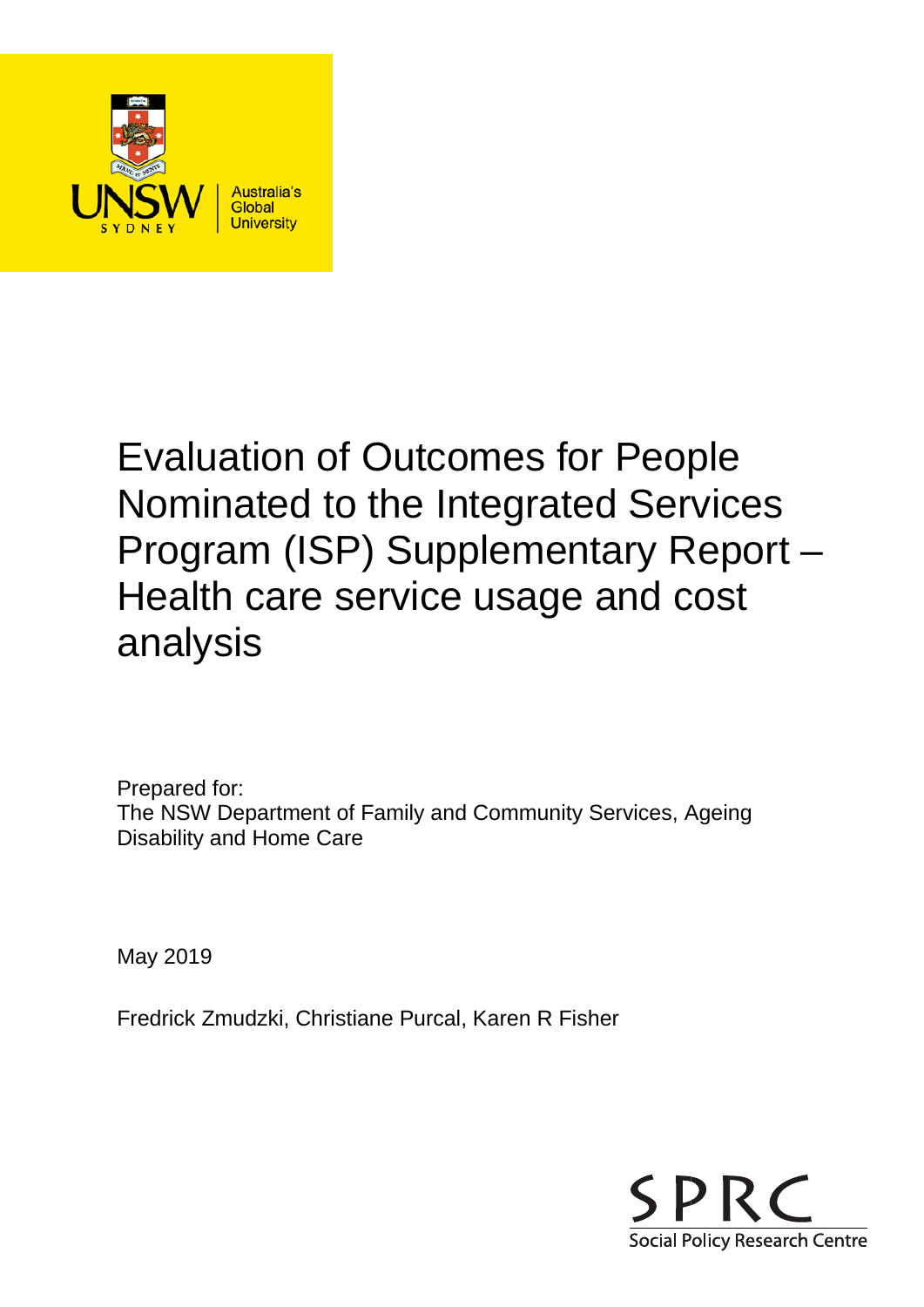# Evaluation of Outcomes for People Nominated to the Integrated Services Program (ISP) Supplementary Report – Health care service usage and cost analysis

Prepared for:
The NSW Department of Family and Community Services, Ageing Disability and Home Care

May 2019

Fredrick Zmudzki, Christiane Purcal, Karen R Fisher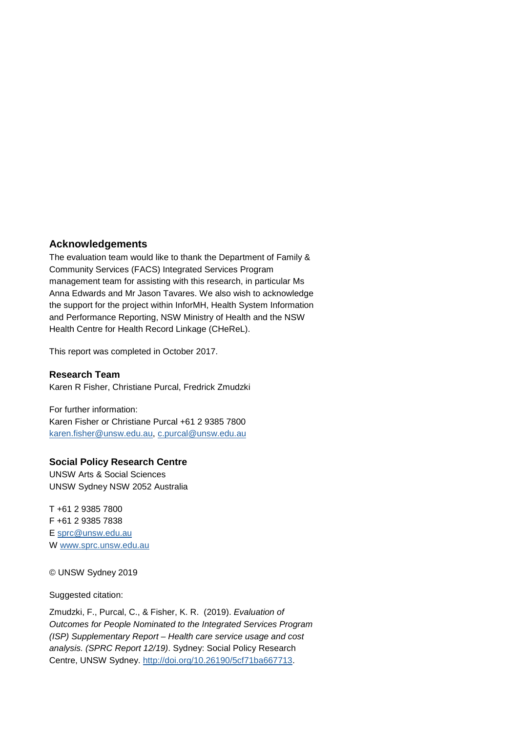## Acknowledgements

The evaluation team would like to thank the Department of Family & Community Services (FACS) Integrated Services Program management team for assisting with this research, in particular Ms Anna Edwards and Mr Jason Tavares. We also wish to acknowledge the support for the project within InforMH, Health System Information and Performance Reporting, NSW Ministry of Health and the NSW Health Centre for Health Record Linkage (CHeReL).

This report was completed in October 2017.

## Research Team

Karen R Fisher, Christiane Purcal, Fredrick Zmudzki

For further information:
Karen Fisher or Christiane Purcal +61 2 9385 7800
karen.fisher@unsw.edu.au, c.purcal@unsw.edu.au

## Social Policy Research Centre

UNSW Arts & Social Sciences
UNSW Sydney NSW 2052 Australia

T +61 2 9385 7800
F +61 2 9385 7838
E sprc@unsw.edu.au
W www.sprc.unsw.edu.au

© UNSW Sydney 2019

Suggested citation:

Zmudzki, F., Purcal, C., & Fisher, K. R. (2019). *Evaluation of Outcomes for People Nominated to the Integrated Services Program (ISP) Supplementary Report – Health care service usage and cost analysis. (SPRC Report 12/19)*. Sydney: Social Policy Research Centre, UNSW Sydney. http://doi.org/10.26190/5cf71ba667713.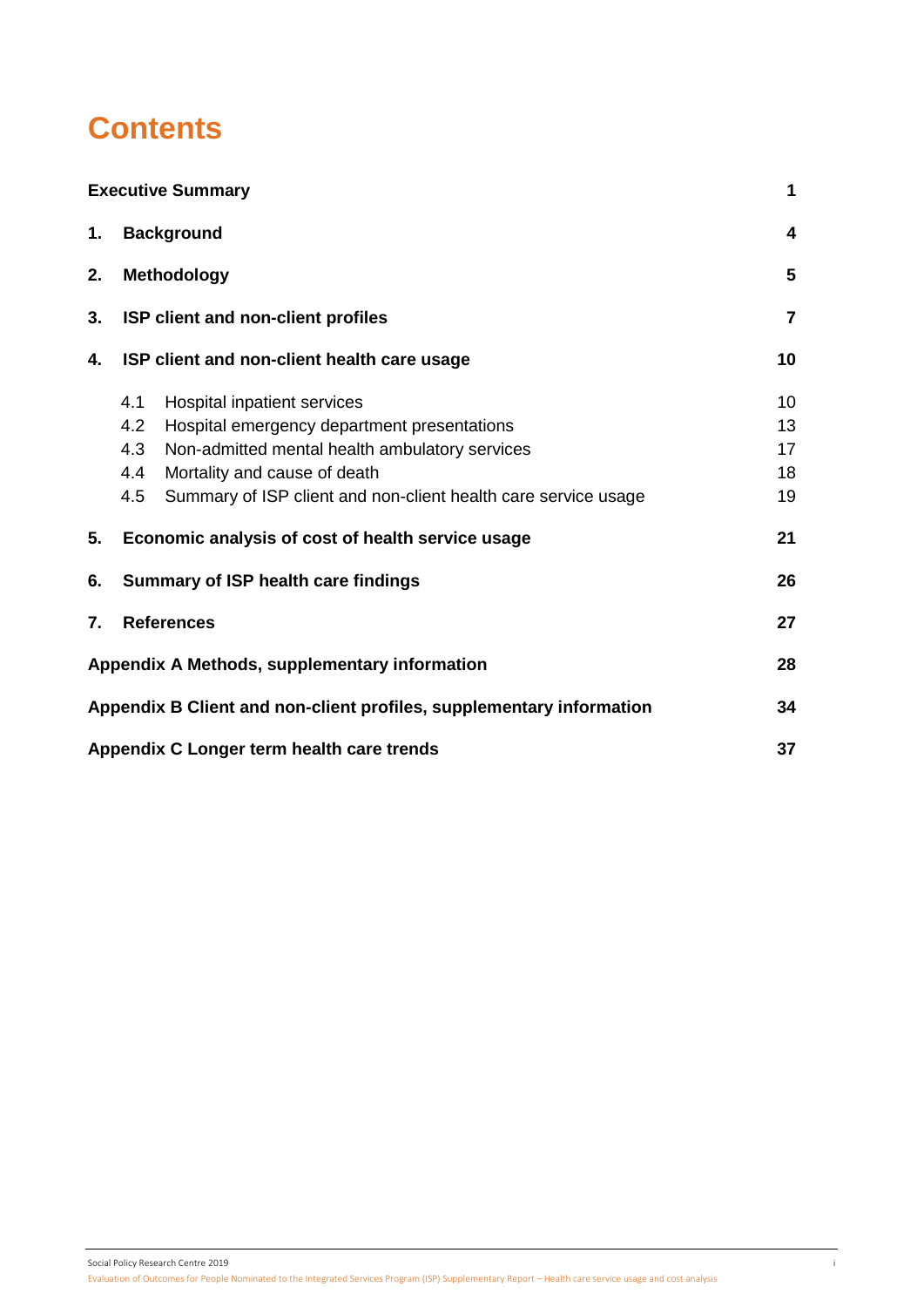# Contents

| | | |
|---|---|---|
| **Executive Summary** | | **1** |
| **1.** | **Background** | **4** |
| **2.** | **Methodology** | **5** |
| **3.** | **ISP client and non-client profiles** | **7** |
| **4.** | **ISP client and non-client health care usage** | **10** |
| | 4.1 Hospital inpatient services | 10 |
| | 4.2 Hospital emergency department presentations | 13 |
| | 4.3 Non-admitted mental health ambulatory services | 17 |
| | 4.4 Mortality and cause of death | 18 |
| | 4.5 Summary of ISP client and non-client health care service usage | 19 |
| **5.** | **Economic analysis of cost of health service usage** | **21** |
| **6.** | **Summary of ISP health care findings** | **26** |
| **7.** | **References** | **27** |
| **Appendix A Methods, supplementary information** | | **28** |
| **Appendix B Client and non-client profiles, supplementary information** | | **34** |
| **Appendix C Longer term health care trends** | | **37** |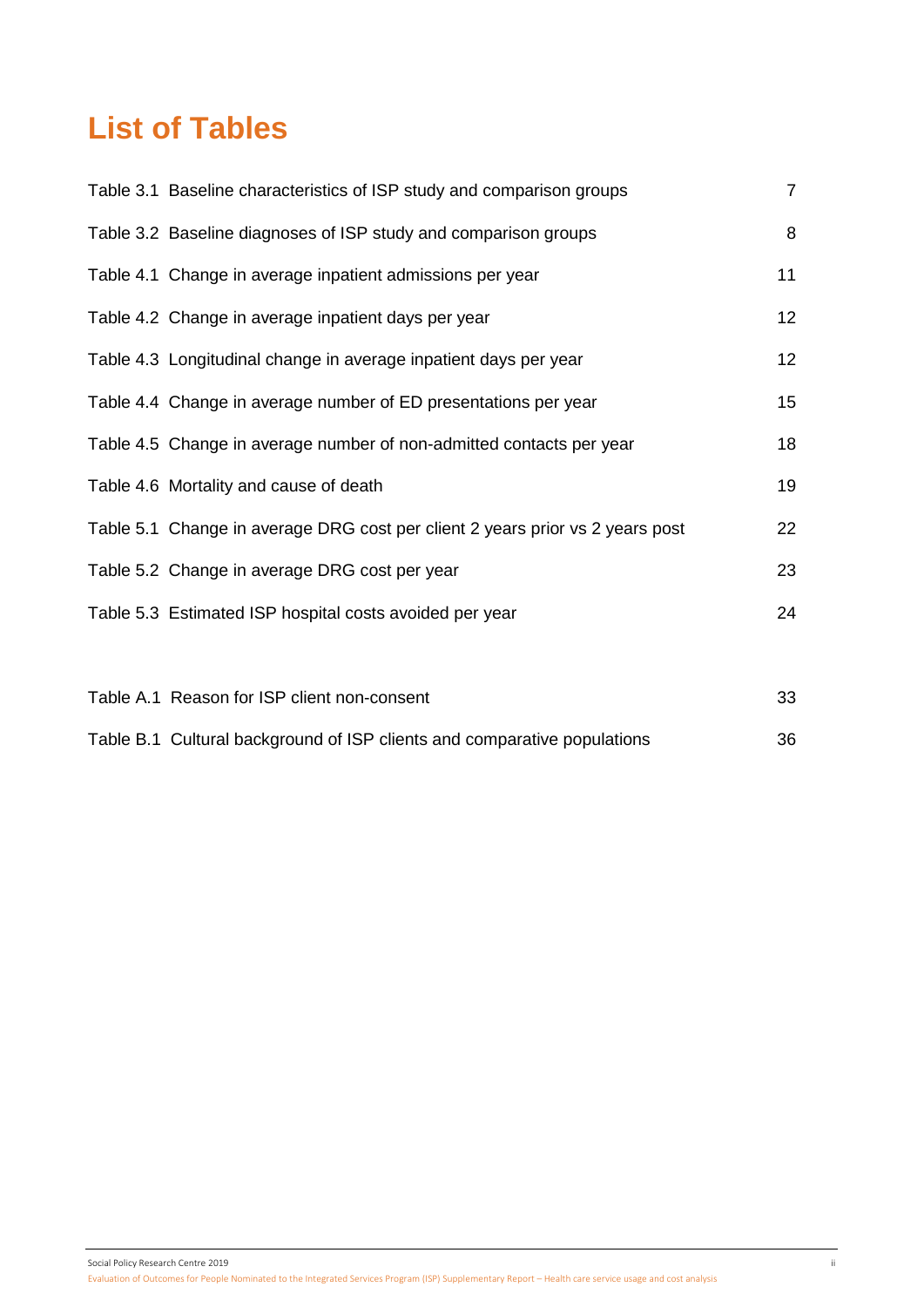# List of Tables

| | |
|---|---|
| Table 3.1 Baseline characteristics of ISP study and comparison groups | 7 |
| Table 3.2 Baseline diagnoses of ISP study and comparison groups | 8 |
| Table 4.1 Change in average inpatient admissions per year | 11 |
| Table 4.2 Change in average inpatient days per year | 12 |
| Table 4.3 Longitudinal change in average inpatient days per year | 12 |
| Table 4.4 Change in average number of ED presentations per year | 15 |
| Table 4.5 Change in average number of non-admitted contacts per year | 18 |
| Table 4.6 Mortality and cause of death | 19 |
| Table 5.1 Change in average DRG cost per client 2 years prior vs 2 years post | 22 |
| Table 5.2 Change in average DRG cost per year | 23 |
| Table 5.3 Estimated ISP hospital costs avoided per year | 24 |
| Table A.1 Reason for ISP client non-consent | 33 |
| Table B.1 Cultural background of ISP clients and comparative populations | 36 |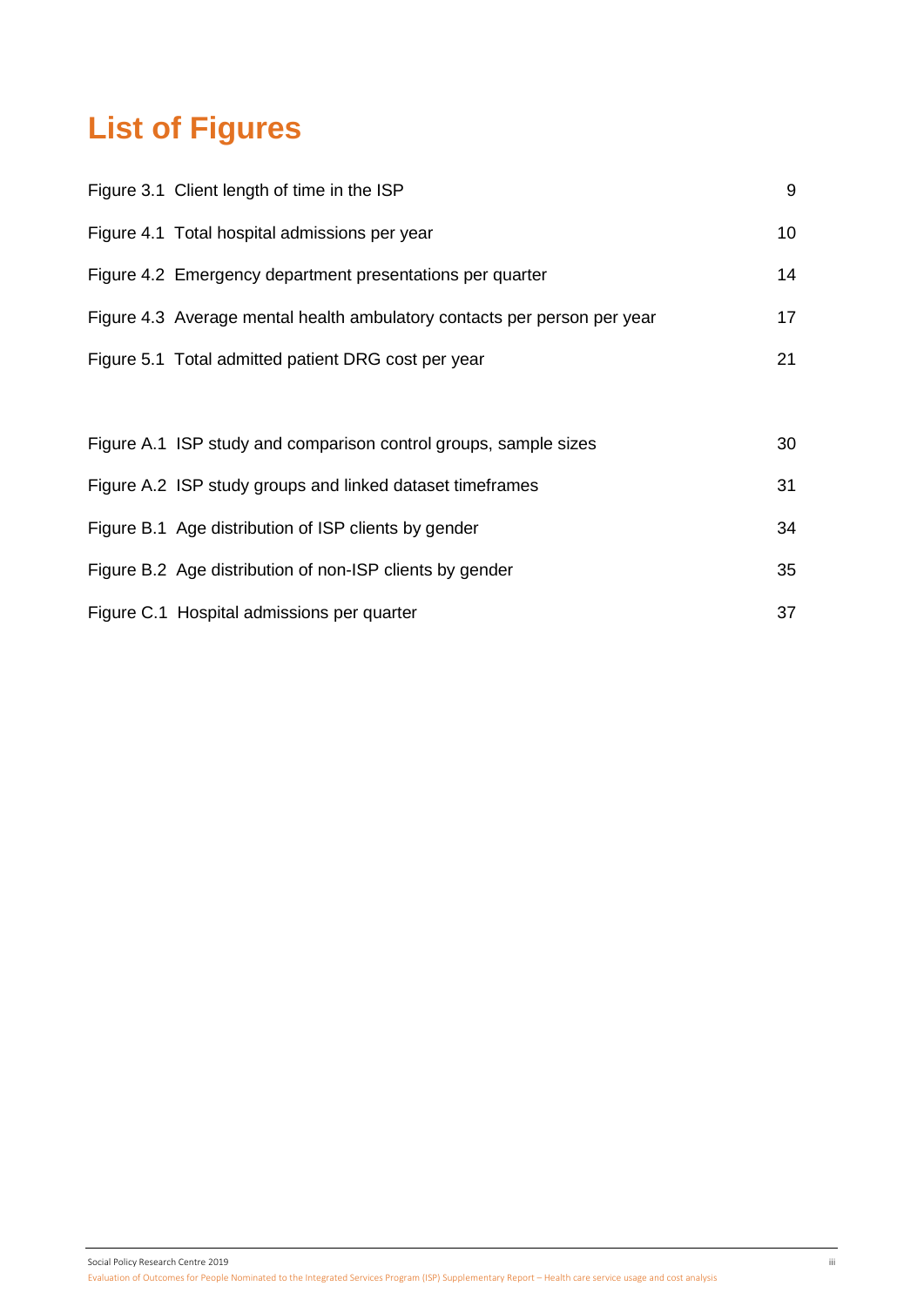# List of Figures

| | |
|---|---|
| Figure 3.1 Client length of time in the ISP | 9 |
| Figure 4.1 Total hospital admissions per year | 10 |
| Figure 4.2 Emergency department presentations per quarter | 14 |
| Figure 4.3 Average mental health ambulatory contacts per person per year | 17 |
| Figure 5.1 Total admitted patient DRG cost per year | 21 |
| | |
| Figure A.1 ISP study and comparison control groups, sample sizes | 30 |
| Figure A.2 ISP study groups and linked dataset timeframes | 31 |
| Figure B.1 Age distribution of ISP clients by gender | 34 |
| Figure B.2 Age distribution of non-ISP clients by gender | 35 |
| Figure C.1 Hospital admissions per quarter | 37 |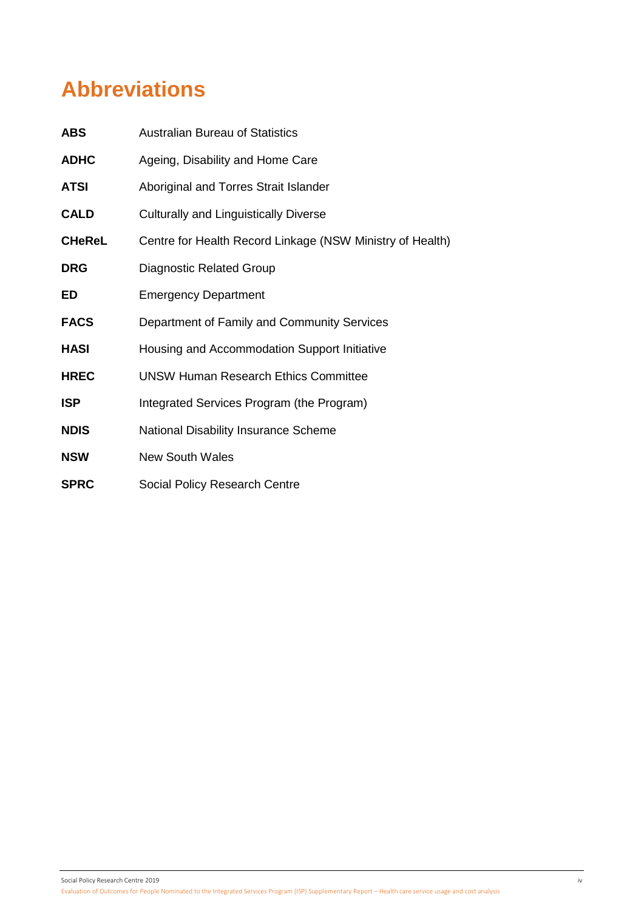# Abbreviations

| | |
|---|---|
| **ABS** | Australian Bureau of Statistics |
| **ADHC** | Ageing, Disability and Home Care |
| **ATSI** | Aboriginal and Torres Strait Islander |
| **CALD** | Culturally and Linguistically Diverse |
| **CHeReL** | Centre for Health Record Linkage (NSW Ministry of Health) |
| **DRG** | Diagnostic Related Group |
| **ED** | Emergency Department |
| **FACS** | Department of Family and Community Services |
| **HASI** | Housing and Accommodation Support Initiative |
| **HREC** | UNSW Human Research Ethics Committee |
| **ISP** | Integrated Services Program (the Program) |
| **NDIS** | National Disability Insurance Scheme |
| **NSW** | New South Wales |
| **SPRC** | Social Policy Research Centre |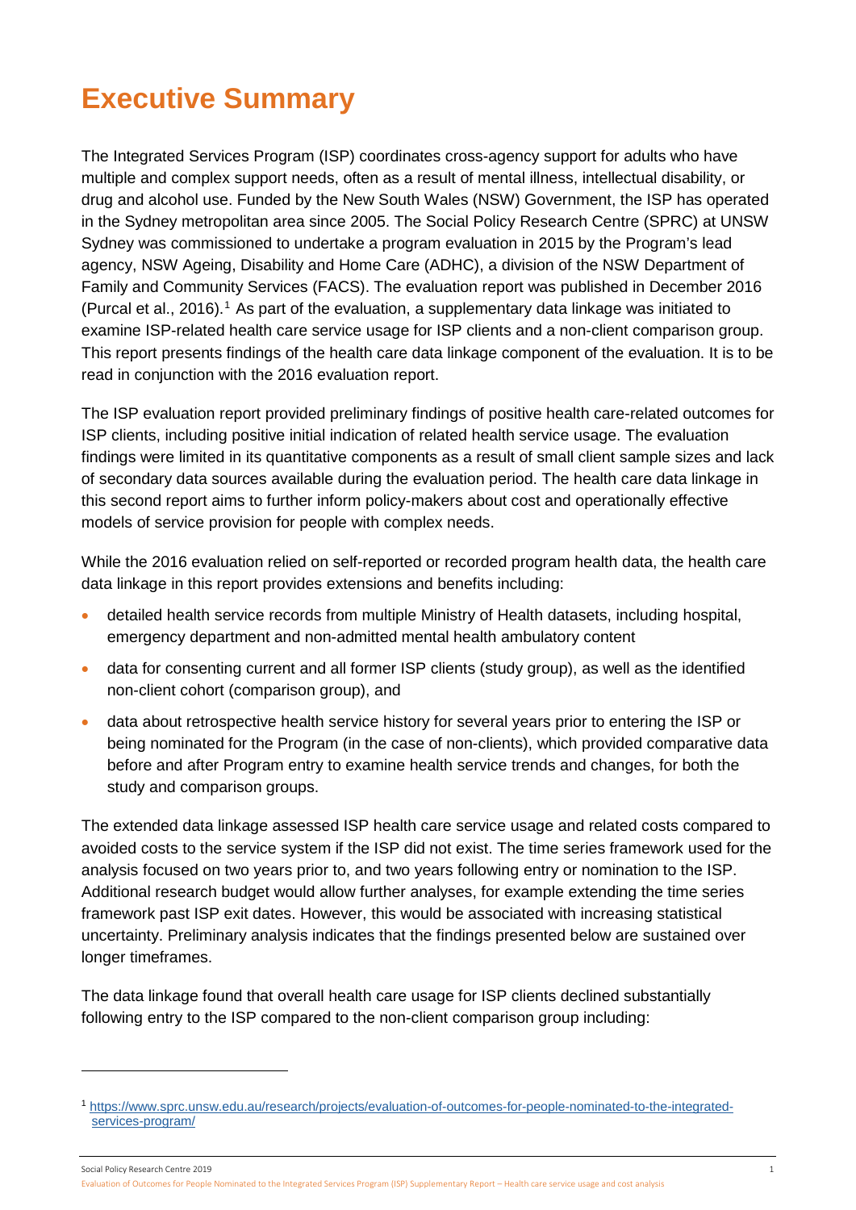# Executive Summary

The Integrated Services Program (ISP) coordinates cross-agency support for adults who have multiple and complex support needs, often as a result of mental illness, intellectual disability, or drug and alcohol use. Funded by the New South Wales (NSW) Government, the ISP has operated in the Sydney metropolitan area since 2005. The Social Policy Research Centre (SPRC) at UNSW Sydney was commissioned to undertake a program evaluation in 2015 by the Program's lead agency, NSW Ageing, Disability and Home Care (ADHC), a division of the NSW Department of Family and Community Services (FACS). The evaluation report was published in December 2016 (Purcal et al., 2016).[1] As part of the evaluation, a supplementary data linkage was initiated to examine ISP-related health care service usage for ISP clients and a non-client comparison group. This report presents findings of the health care data linkage component of the evaluation. It is to be read in conjunction with the 2016 evaluation report.

The ISP evaluation report provided preliminary findings of positive health care-related outcomes for ISP clients, including positive initial indication of related health service usage. The evaluation findings were limited in its quantitative components as a result of small client sample sizes and lack of secondary data sources available during the evaluation period. The health care data linkage in this second report aims to further inform policy-makers about cost and operationally effective models of service provision for people with complex needs.

While the 2016 evaluation relied on self-reported or recorded program health data, the health care data linkage in this report provides extensions and benefits including:

- detailed health service records from multiple Ministry of Health datasets, including hospital, emergency department and non-admitted mental health ambulatory content
- data for consenting current and all former ISP clients (study group), as well as the identified non-client cohort (comparison group), and
- data about retrospective health service history for several years prior to entering the ISP or being nominated for the Program (in the case of non-clients), which provided comparative data before and after Program entry to examine health service trends and changes, for both the study and comparison groups.

The extended data linkage assessed ISP health care service usage and related costs compared to avoided costs to the service system if the ISP did not exist. The time series framework used for the analysis focused on two years prior to, and two years following entry or nomination to the ISP. Additional research budget would allow further analyses, for example extending the time series framework past ISP exit dates. However, this would be associated with increasing statistical uncertainty. Preliminary analysis indicates that the findings presented below are sustained over longer timeframes.

The data linkage found that overall health care usage for ISP clients declined substantially following entry to the ISP compared to the non-client comparison group including:

---

[1] https://www.sprc.unsw.edu.au/research/projects/evaluation-of-outcomes-for-people-nominated-to-the-integrated-services-program/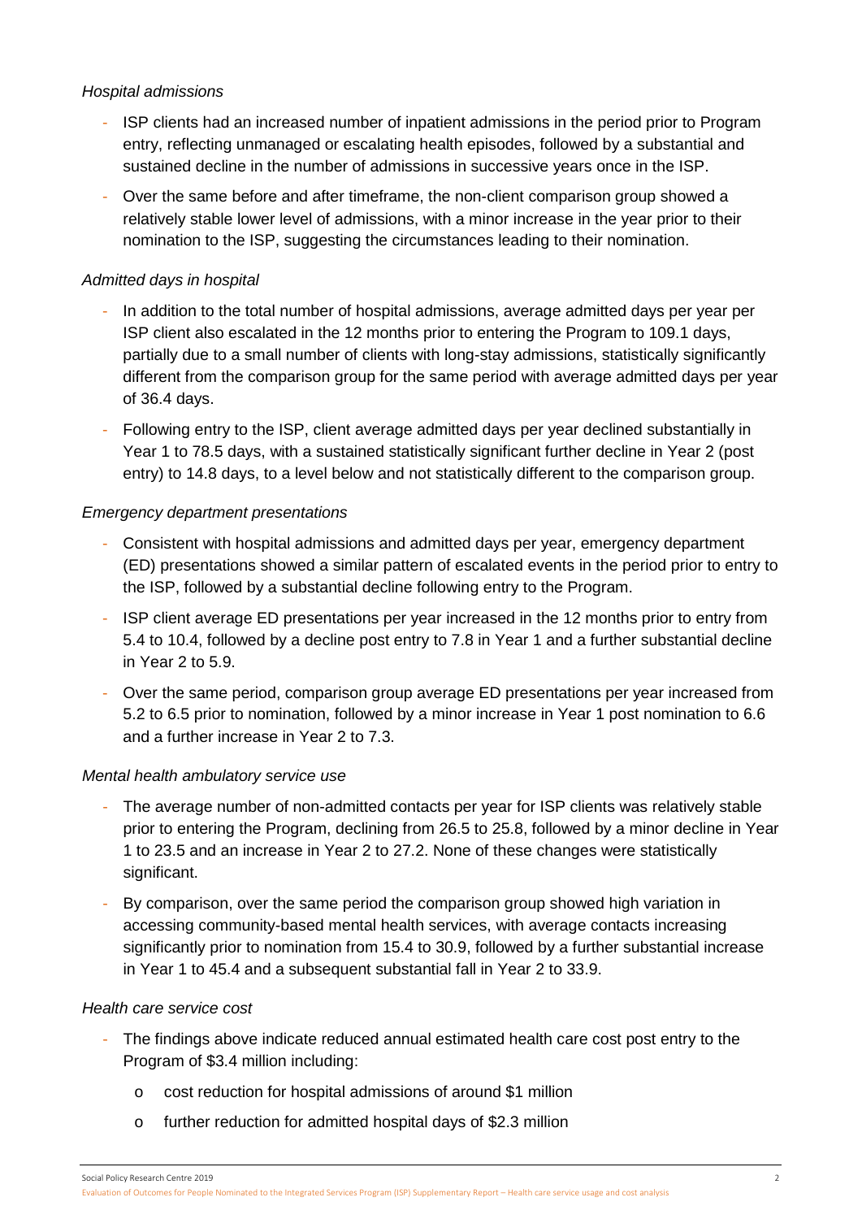*Hospital admissions*

- ISP clients had an increased number of inpatient admissions in the period prior to Program entry, reflecting unmanaged or escalating health episodes, followed by a substantial and sustained decline in the number of admissions in successive years once in the ISP.
- Over the same before and after timeframe, the non-client comparison group showed a relatively stable lower level of admissions, with a minor increase in the year prior to their nomination to the ISP, suggesting the circumstances leading to their nomination.

*Admitted days in hospital*

- In addition to the total number of hospital admissions, average admitted days per year per ISP client also escalated in the 12 months prior to entering the Program to 109.1 days, partially due to a small number of clients with long-stay admissions, statistically significantly different from the comparison group for the same period with average admitted days per year of 36.4 days.
- Following entry to the ISP, client average admitted days per year declined substantially in Year 1 to 78.5 days, with a sustained statistically significant further decline in Year 2 (post entry) to 14.8 days, to a level below and not statistically different to the comparison group.

*Emergency department presentations*

- Consistent with hospital admissions and admitted days per year, emergency department (ED) presentations showed a similar pattern of escalated events in the period prior to entry to the ISP, followed by a substantial decline following entry to the Program.
- ISP client average ED presentations per year increased in the 12 months prior to entry from 5.4 to 10.4, followed by a decline post entry to 7.8 in Year 1 and a further substantial decline in Year 2 to 5.9.
- Over the same period, comparison group average ED presentations per year increased from 5.2 to 6.5 prior to nomination, followed by a minor increase in Year 1 post nomination to 6.6 and a further increase in Year 2 to 7.3.

*Mental health ambulatory service use*

- The average number of non-admitted contacts per year for ISP clients was relatively stable prior to entering the Program, declining from 26.5 to 25.8, followed by a minor decline in Year 1 to 23.5 and an increase in Year 2 to 27.2. None of these changes were statistically significant.
- By comparison, over the same period the comparison group showed high variation in accessing community-based mental health services, with average contacts increasing significantly prior to nomination from 15.4 to 30.9, followed by a further substantial increase in Year 1 to 45.4 and a subsequent substantial fall in Year 2 to 33.9.

*Health care service cost*

- The findings above indicate reduced annual estimated health care cost post entry to the Program of $3.4 million including:
  - cost reduction for hospital admissions of around $1 million
  - further reduction for admitted hospital days of $2.3 million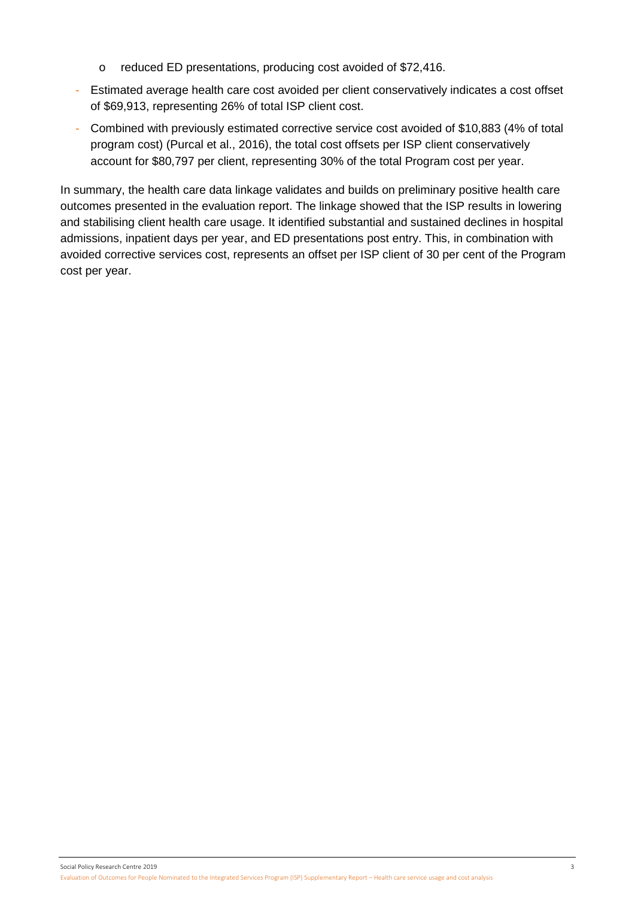- reduced ED presentations, producing cost avoided of $72,416.

- Estimated average health care cost avoided per client conservatively indicates a cost offset of $69,913, representing 26% of total ISP client cost.
- Combined with previously estimated corrective service cost avoided of $10,883 (4% of total program cost) (Purcal et al., 2016), the total cost offsets per ISP client conservatively account for $80,797 per client, representing 30% of the total Program cost per year.

In summary, the health care data linkage validates and builds on preliminary positive health care outcomes presented in the evaluation report. The linkage showed that the ISP results in lowering and stabilising client health care usage. It identified substantial and sustained declines in hospital admissions, inpatient days per year, and ED presentations post entry. This, in combination with avoided corrective services cost, represents an offset per ISP client of 30 per cent of the Program cost per year.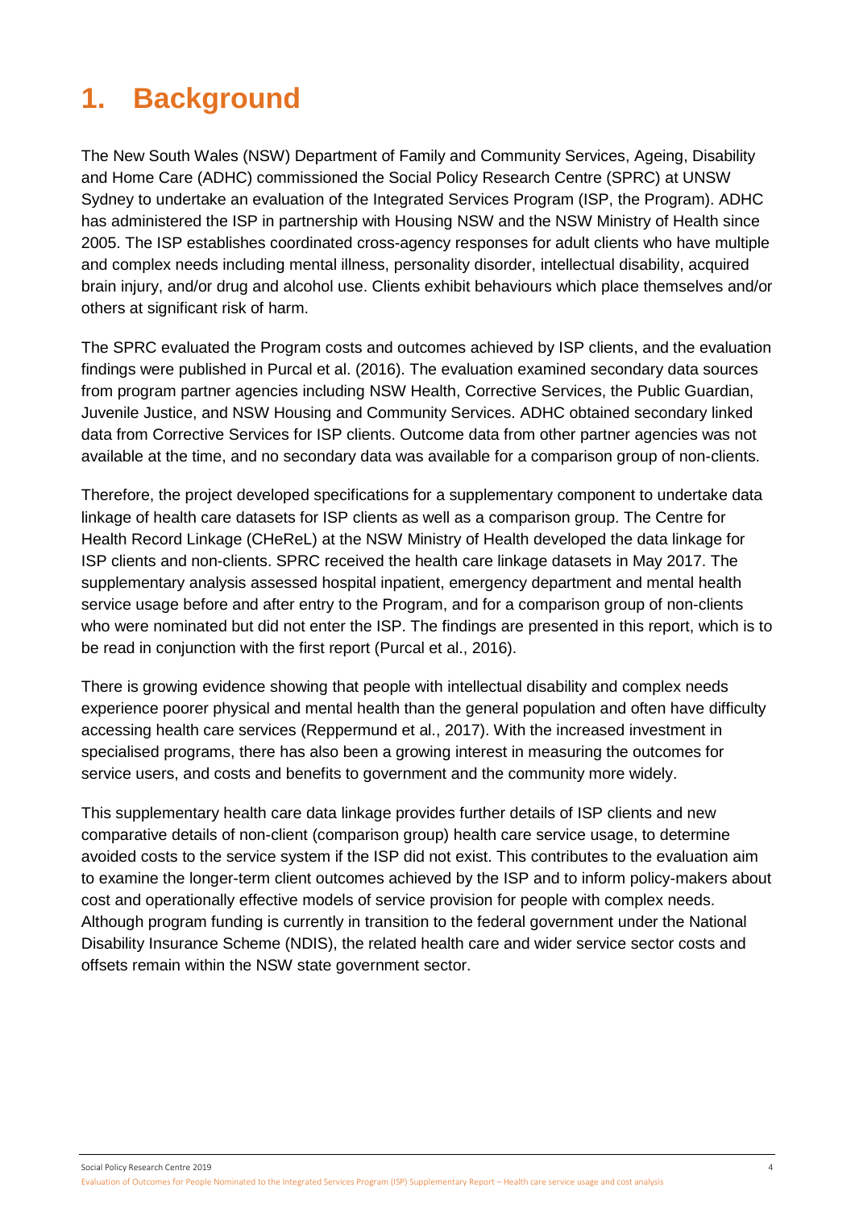# 1. Background

The New South Wales (NSW) Department of Family and Community Services, Ageing, Disability and Home Care (ADHC) commissioned the Social Policy Research Centre (SPRC) at UNSW Sydney to undertake an evaluation of the Integrated Services Program (ISP, the Program). ADHC has administered the ISP in partnership with Housing NSW and the NSW Ministry of Health since 2005. The ISP establishes coordinated cross-agency responses for adult clients who have multiple and complex needs including mental illness, personality disorder, intellectual disability, acquired brain injury, and/or drug and alcohol use. Clients exhibit behaviours which place themselves and/or others at significant risk of harm.

The SPRC evaluated the Program costs and outcomes achieved by ISP clients, and the evaluation findings were published in Purcal et al. (2016). The evaluation examined secondary data sources from program partner agencies including NSW Health, Corrective Services, the Public Guardian, Juvenile Justice, and NSW Housing and Community Services. ADHC obtained secondary linked data from Corrective Services for ISP clients. Outcome data from other partner agencies was not available at the time, and no secondary data was available for a comparison group of non-clients.

Therefore, the project developed specifications for a supplementary component to undertake data linkage of health care datasets for ISP clients as well as a comparison group. The Centre for Health Record Linkage (CHeReL) at the NSW Ministry of Health developed the data linkage for ISP clients and non-clients. SPRC received the health care linkage datasets in May 2017. The supplementary analysis assessed hospital inpatient, emergency department and mental health service usage before and after entry to the Program, and for a comparison group of non-clients who were nominated but did not enter the ISP. The findings are presented in this report, which is to be read in conjunction with the first report (Purcal et al., 2016).

There is growing evidence showing that people with intellectual disability and complex needs experience poorer physical and mental health than the general population and often have difficulty accessing health care services (Reppermund et al., 2017). With the increased investment in specialised programs, there has also been a growing interest in measuring the outcomes for service users, and costs and benefits to government and the community more widely.

This supplementary health care data linkage provides further details of ISP clients and new comparative details of non-client (comparison group) health care service usage, to determine avoided costs to the service system if the ISP did not exist. This contributes to the evaluation aim to examine the longer-term client outcomes achieved by the ISP and to inform policy-makers about cost and operationally effective models of service provision for people with complex needs. Although program funding is currently in transition to the federal government under the National Disability Insurance Scheme (NDIS), the related health care and wider service sector costs and offsets remain within the NSW state government sector.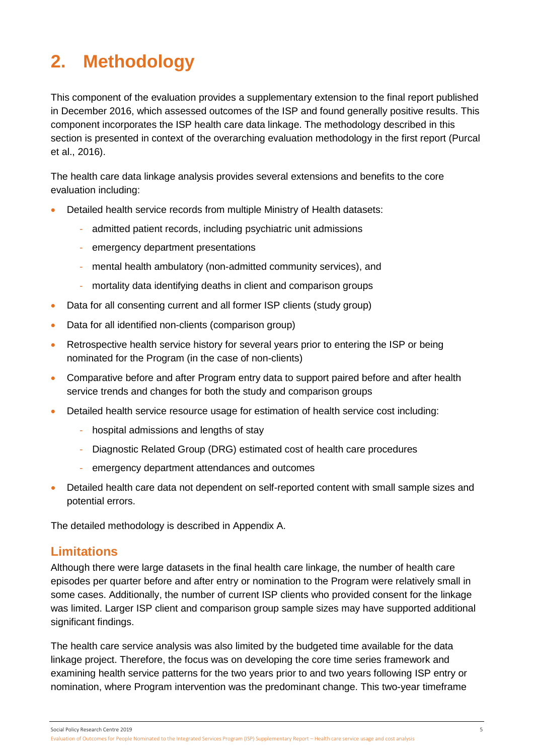# 2. Methodology

This component of the evaluation provides a supplementary extension to the final report published in December 2016, which assessed outcomes of the ISP and found generally positive results. This component incorporates the ISP health care data linkage. The methodology described in this section is presented in context of the overarching evaluation methodology in the first report (Purcal et al., 2016).

The health care data linkage analysis provides several extensions and benefits to the core evaluation including:

- Detailed health service records from multiple Ministry of Health datasets:
  - admitted patient records, including psychiatric unit admissions
  - emergency department presentations
  - mental health ambulatory (non-admitted community services), and
  - mortality data identifying deaths in client and comparison groups
- Data for all consenting current and all former ISP clients (study group)
- Data for all identified non-clients (comparison group)
- Retrospective health service history for several years prior to entering the ISP or being nominated for the Program (in the case of non-clients)
- Comparative before and after Program entry data to support paired before and after health service trends and changes for both the study and comparison groups
- Detailed health service resource usage for estimation of health service cost including:
  - hospital admissions and lengths of stay
  - Diagnostic Related Group (DRG) estimated cost of health care procedures
  - emergency department attendances and outcomes
- Detailed health care data not dependent on self-reported content with small sample sizes and potential errors.

The detailed methodology is described in Appendix A.

## Limitations

Although there were large datasets in the final health care linkage, the number of health care episodes per quarter before and after entry or nomination to the Program were relatively small in some cases. Additionally, the number of current ISP clients who provided consent for the linkage was limited. Larger ISP client and comparison group sample sizes may have supported additional significant findings.

The health care service analysis was also limited by the budgeted time available for the data linkage project. Therefore, the focus was on developing the core time series framework and examining health service patterns for the two years prior to and two years following ISP entry or nomination, where Program intervention was the predominant change. This two-year timeframe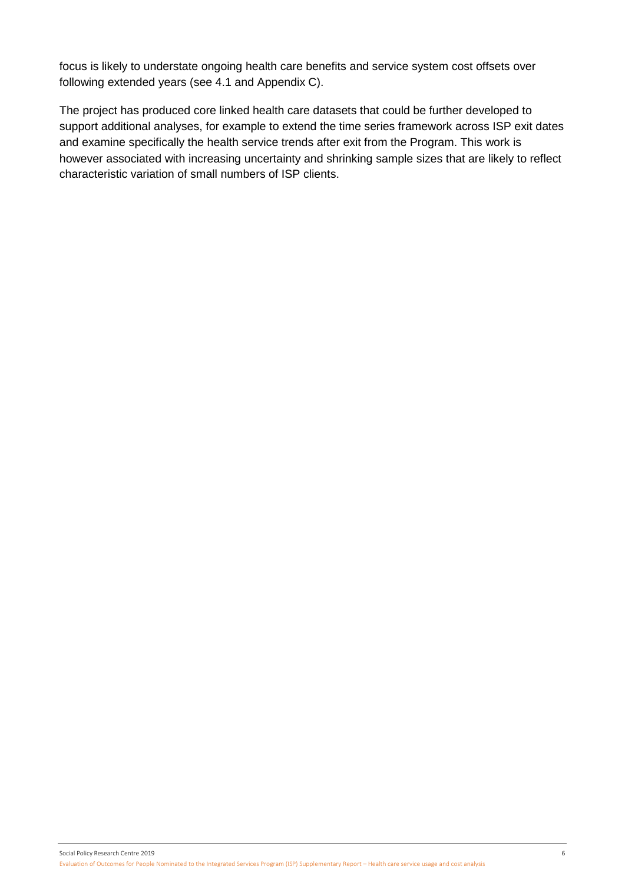focus is likely to understate ongoing health care benefits and service system cost offsets over following extended years (see 4.1 and Appendix C).

The project has produced core linked health care datasets that could be further developed to support additional analyses, for example to extend the time series framework across ISP exit dates and examine specifically the health service trends after exit from the Program. This work is however associated with increasing uncertainty and shrinking sample sizes that are likely to reflect characteristic variation of small numbers of ISP clients.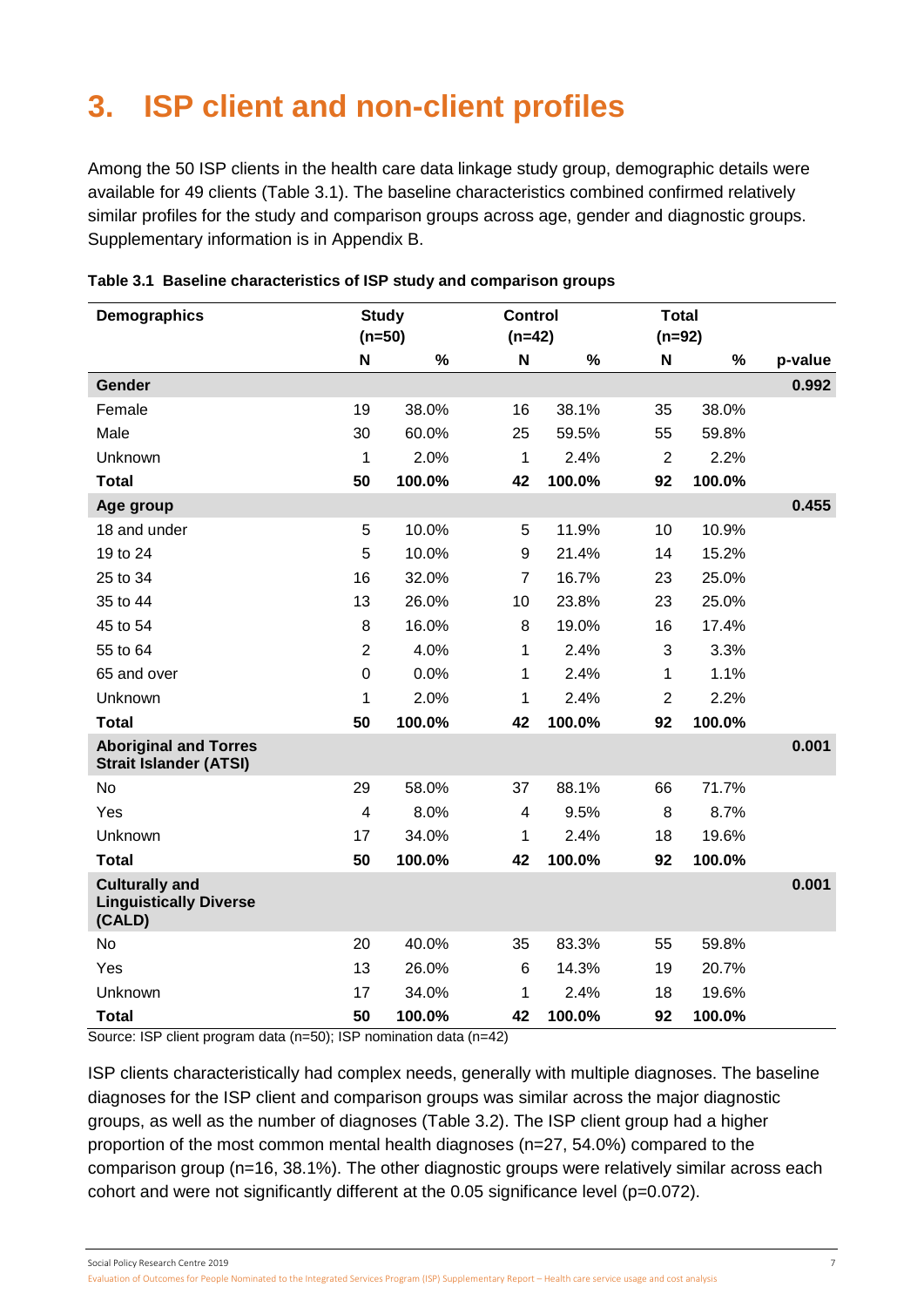# 3. ISP client and non-client profiles

Among the 50 ISP clients in the health care data linkage study group, demographic details were available for 49 clients (Table 3.1). The baseline characteristics combined confirmed relatively similar profiles for the study and comparison groups across age, gender and diagnostic groups. Supplementary information is in Appendix B.

**Table 3.1 Baseline characteristics of ISP study and comparison groups**

| Demographics | Study (n=50) | | Control (n=42) | | Total (n=92) | | |
|---|---|---|---|---|---|---|---|
| | N | % | N | % | N | % | p-value |
| **Gender** | | | | | | | **0.992** |
| Female | 19 | 38.0% | 16 | 38.1% | 35 | 38.0% | |
| Male | 30 | 60.0% | 25 | 59.5% | 55 | 59.8% | |
| Unknown | 1 | 2.0% | 1 | 2.4% | 2 | 2.2% | |
| **Total** | **50** | **100.0%** | **42** | **100.0%** | **92** | **100.0%** | |
| **Age group** | | | | | | | **0.455** |
| 18 and under | 5 | 10.0% | 5 | 11.9% | 10 | 10.9% | |
| 19 to 24 | 5 | 10.0% | 9 | 21.4% | 14 | 15.2% | |
| 25 to 34 | 16 | 32.0% | 7 | 16.7% | 23 | 25.0% | |
| 35 to 44 | 13 | 26.0% | 10 | 23.8% | 23 | 25.0% | |
| 45 to 54 | 8 | 16.0% | 8 | 19.0% | 16 | 17.4% | |
| 55 to 64 | 2 | 4.0% | 1 | 2.4% | 3 | 3.3% | |
| 65 and over | 0 | 0.0% | 1 | 2.4% | 1 | 1.1% | |
| Unknown | 1 | 2.0% | 1 | 2.4% | 2 | 2.2% | |
| **Total** | **50** | **100.0%** | **42** | **100.0%** | **92** | **100.0%** | |
| **Aboriginal and Torres Strait Islander (ATSI)** | | | | | | | **0.001** |
| No | 29 | 58.0% | 37 | 88.1% | 66 | 71.7% | |
| Yes | 4 | 8.0% | 4 | 9.5% | 8 | 8.7% | |
| Unknown | 17 | 34.0% | 1 | 2.4% | 18 | 19.6% | |
| **Total** | **50** | **100.0%** | **42** | **100.0%** | **92** | **100.0%** | |
| **Culturally and Linguistically Diverse (CALD)** | | | | | | | **0.001** |
| No | 20 | 40.0% | 35 | 83.3% | 55 | 59.8% | |
| Yes | 13 | 26.0% | 6 | 14.3% | 19 | 20.7% | |
| Unknown | 17 | 34.0% | 1 | 2.4% | 18 | 19.6% | |
| **Total** | **50** | **100.0%** | **42** | **100.0%** | **92** | **100.0%** | |

Source: ISP client program data (n=50); ISP nomination data (n=42)

ISP clients characteristically had complex needs, generally with multiple diagnoses. The baseline diagnoses for the ISP client and comparison groups was similar across the major diagnostic groups, as well as the number of diagnoses (Table 3.2). The ISP client group had a higher proportion of the most common mental health diagnoses (n=27, 54.0%) compared to the comparison group (n=16, 38.1%). The other diagnostic groups were relatively similar across each cohort and were not significantly different at the 0.05 significance level (p=0.072).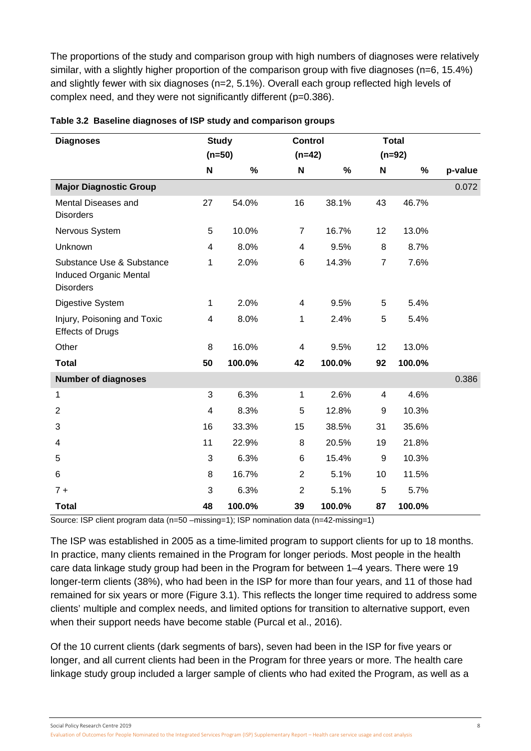The proportions of the study and comparison group with high numbers of diagnoses were relatively similar, with a slightly higher proportion of the comparison group with five diagnoses (n=6, 15.4%) and slightly fewer with six diagnoses (n=2, 5.1%). Overall each group reflected high levels of complex need, and they were not significantly different (p=0.386).

**Table 3.2 Baseline diagnoses of ISP study and comparison groups**

| Diagnoses | Study (n=50) | | Control (n=42) | | Total (n=92) | | |
|---|---|---|---|---|---|---|---|
| | N | % | N | % | N | % | p-value |
| **Major Diagnostic Group** | | | | | | | 0.072 |
| Mental Diseases and Disorders | 27 | 54.0% | 16 | 38.1% | 43 | 46.7% | |
| Nervous System | 5 | 10.0% | 7 | 16.7% | 12 | 13.0% | |
| Unknown | 4 | 8.0% | 4 | 9.5% | 8 | 8.7% | |
| Substance Use & Substance Induced Organic Mental Disorders | 1 | 2.0% | 6 | 14.3% | 7 | 7.6% | |
| Digestive System | 1 | 2.0% | 4 | 9.5% | 5 | 5.4% | |
| Injury, Poisoning and Toxic Effects of Drugs | 4 | 8.0% | 1 | 2.4% | 5 | 5.4% | |
| Other | 8 | 16.0% | 4 | 9.5% | 12 | 13.0% | |
| **Total** | **50** | **100.0%** | **42** | **100.0%** | **92** | **100.0%** | |
| **Number of diagnoses** | | | | | | | 0.386 |
| 1 | 3 | 6.3% | 1 | 2.6% | 4 | 4.6% | |
| 2 | 4 | 8.3% | 5 | 12.8% | 9 | 10.3% | |
| 3 | 16 | 33.3% | 15 | 38.5% | 31 | 35.6% | |
| 4 | 11 | 22.9% | 8 | 20.5% | 19 | 21.8% | |
| 5 | 3 | 6.3% | 6 | 15.4% | 9 | 10.3% | |
| 6 | 8 | 16.7% | 2 | 5.1% | 10 | 11.5% | |
| 7 + | 3 | 6.3% | 2 | 5.1% | 5 | 5.7% | |
| **Total** | **48** | **100.0%** | **39** | **100.0%** | **87** | **100.0%** | |

Source: ISP client program data (n=50 –missing=1); ISP nomination data (n=42-missing=1)

The ISP was established in 2005 as a time-limited program to support clients for up to 18 months. In practice, many clients remained in the Program for longer periods. Most people in the health care data linkage study group had been in the Program for between 1–4 years. There were 19 longer-term clients (38%), who had been in the ISP for more than four years, and 11 of those had remained for six years or more (Figure 3.1). This reflects the longer time required to address some clients' multiple and complex needs, and limited options for transition to alternative support, even when their support needs have become stable (Purcal et al., 2016).

Of the 10 current clients (dark segments of bars), seven had been in the ISP for five years or longer, and all current clients had been in the Program for three years or more. The health care linkage study group included a larger sample of clients who had exited the Program, as well as a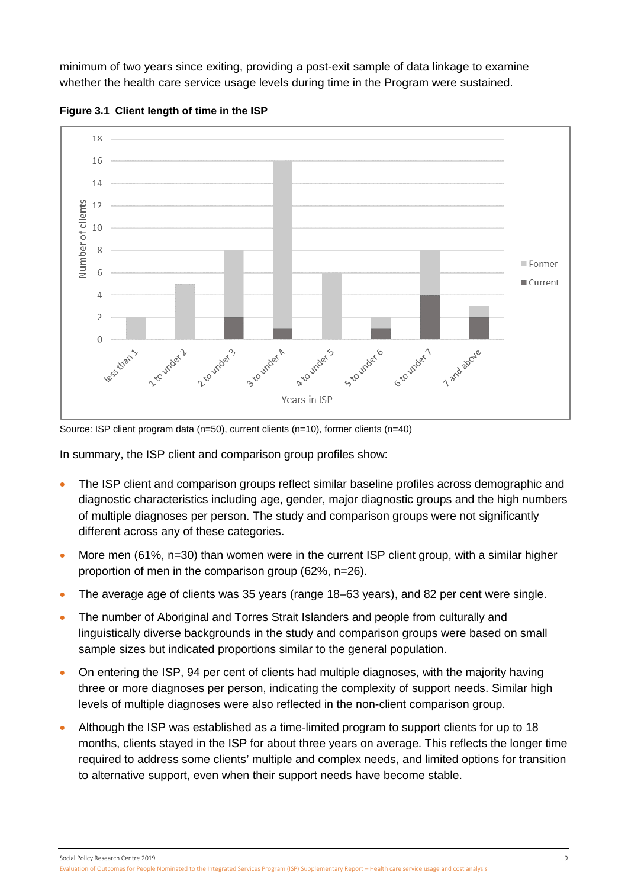minimum of two years since exiting, providing a post-exit sample of data linkage to examine whether the health care service usage levels during time in the Program were sustained.

**Figure 3.1 Client length of time in the ISP**

Source: ISP client program data (n=50), current clients (n=10), former clients (n=40)

In summary, the ISP client and comparison group profiles show:

- The ISP client and comparison groups reflect similar baseline profiles across demographic and diagnostic characteristics including age, gender, major diagnostic groups and the high numbers of multiple diagnoses per person. The study and comparison groups were not significantly different across any of these categories.
- More men (61%, n=30) than women were in the current ISP client group, with a similar higher proportion of men in the comparison group (62%, n=26).
- The average age of clients was 35 years (range 18–63 years), and 82 per cent were single.
- The number of Aboriginal and Torres Strait Islanders and people from culturally and linguistically diverse backgrounds in the study and comparison groups were based on small sample sizes but indicated proportions similar to the general population.
- On entering the ISP, 94 per cent of clients had multiple diagnoses, with the majority having three or more diagnoses per person, indicating the complexity of support needs. Similar high levels of multiple diagnoses were also reflected in the non-client comparison group.
- Although the ISP was established as a time-limited program to support clients for up to 18 months, clients stayed in the ISP for about three years on average. This reflects the longer time required to address some clients' multiple and complex needs, and limited options for transition to alternative support, even when their support needs have become stable.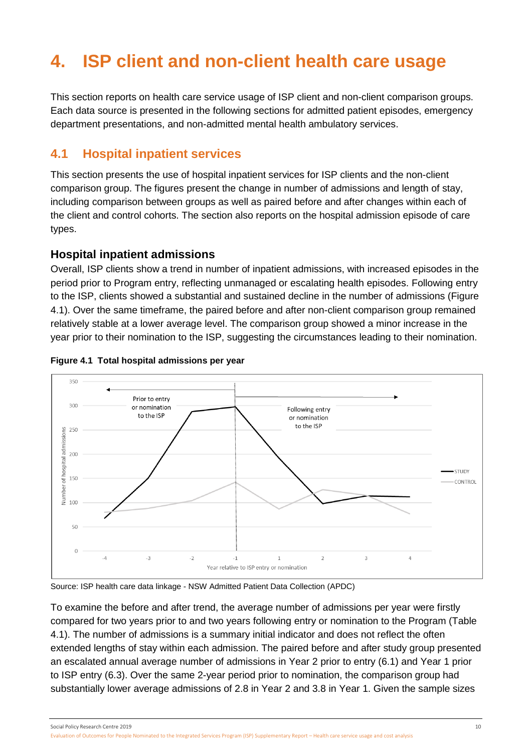# 4. ISP client and non-client health care usage

This section reports on health care service usage of ISP client and non-client comparison groups. Each data source is presented in the following sections for admitted patient episodes, emergency department presentations, and non-admitted mental health ambulatory services.

## 4.1 Hospital inpatient services

This section presents the use of hospital inpatient services for ISP clients and the non-client comparison group. The figures present the change in number of admissions and length of stay, including comparison between groups as well as paired before and after changes within each of the client and control cohorts. The section also reports on the hospital admission episode of care types.

### Hospital inpatient admissions

Overall, ISP clients show a trend in number of inpatient admissions, with increased episodes in the period prior to Program entry, reflecting unmanaged or escalating health episodes. Following entry to the ISP, clients showed a substantial and sustained decline in the number of admissions (Figure 4.1). Over the same timeframe, the paired before and after non-client comparison group remained relatively stable at a lower average level. The comparison group showed a minor increase in the year prior to their nomination to the ISP, suggesting the circumstances leading to their nomination.

**Figure 4.1 Total hospital admissions per year**

Source: ISP health care data linkage - NSW Admitted Patient Data Collection (APDC)

To examine the before and after trend, the average number of admissions per year were firstly compared for two years prior to and two years following entry or nomination to the Program (Table 4.1). The number of admissions is a summary initial indicator and does not reflect the often extended lengths of stay within each admission. The paired before and after study group presented an escalated annual average number of admissions in Year 2 prior to entry (6.1) and Year 1 prior to ISP entry (6.3). Over the same 2-year period prior to nomination, the comparison group had substantially lower average admissions of 2.8 in Year 2 and 3.8 in Year 1. Given the sample sizes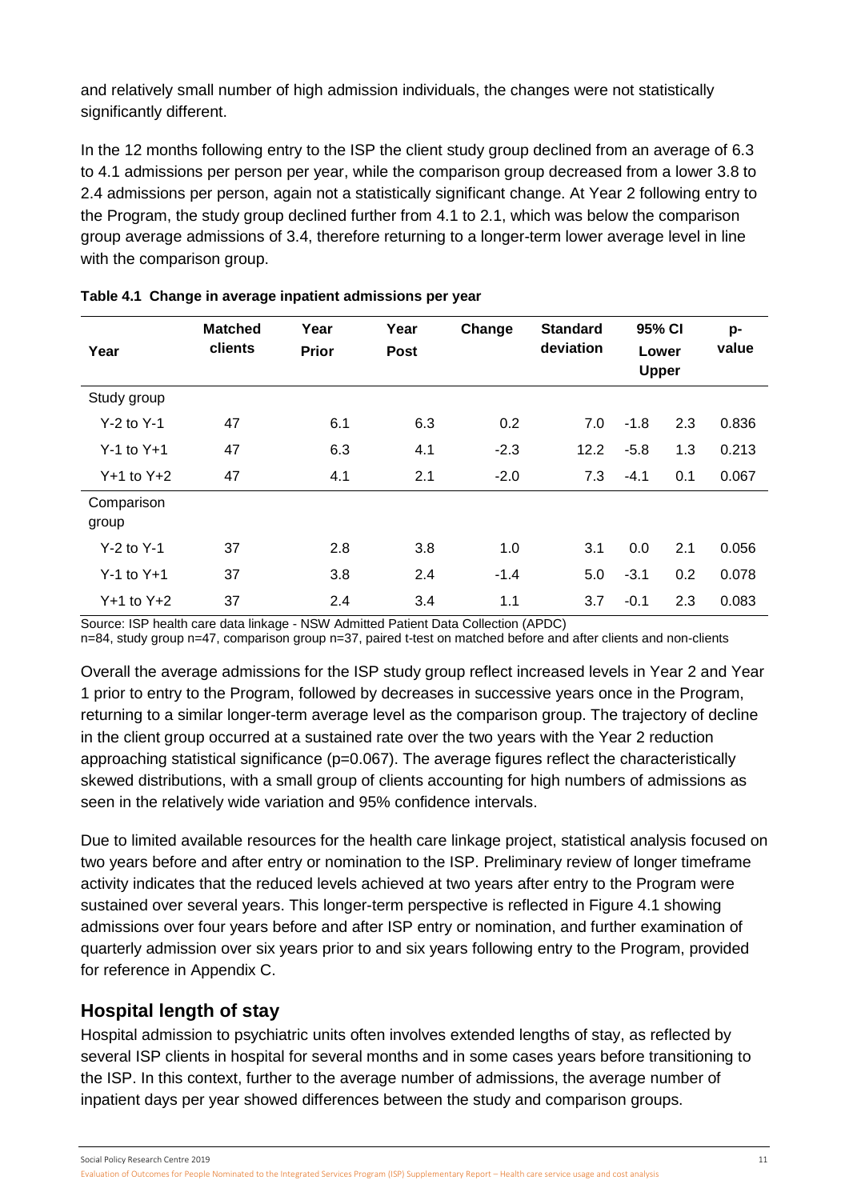and relatively small number of high admission individuals, the changes were not statistically significantly different.

In the 12 months following entry to the ISP the client study group declined from an average of 6.3 to 4.1 admissions per person per year, while the comparison group decreased from a lower 3.8 to 2.4 admissions per person, again not a statistically significant change. At Year 2 following entry to the Program, the study group declined further from 4.1 to 2.1, which was below the comparison group average admissions of 3.4, therefore returning to a longer-term lower average level in line with the comparison group.

**Table 4.1 Change in average inpatient admissions per year**

| Year | Matched clients | Year Prior | Year Post | Change | Standard deviation | 95% CI Lower | 95% CI Upper | p-value |
|---|---|---|---|---|---|---|---|---|
| Study group | | | | | | | | |
| Y-2 to Y-1 | 47 | 6.1 | 6.3 | 0.2 | 7.0 | -1.8 | 2.3 | 0.836 |
| Y-1 to Y+1 | 47 | 6.3 | 4.1 | -2.3 | 12.2 | -5.8 | 1.3 | 0.213 |
| Y+1 to Y+2 | 47 | 4.1 | 2.1 | -2.0 | 7.3 | -4.1 | 0.1 | 0.067 |
| Comparison group | | | | | | | | |
| Y-2 to Y-1 | 37 | 2.8 | 3.8 | 1.0 | 3.1 | 0.0 | 2.1 | 0.056 |
| Y-1 to Y+1 | 37 | 3.8 | 2.4 | -1.4 | 5.0 | -3.1 | 0.2 | 0.078 |
| Y+1 to Y+2 | 37 | 2.4 | 3.4 | 1.1 | 3.7 | -0.1 | 2.3 | 0.083 |

Source: ISP health care data linkage - NSW Admitted Patient Data Collection (APDC)
n=84, study group n=47, comparison group n=37, paired t-test on matched before and after clients and non-clients

Overall the average admissions for the ISP study group reflect increased levels in Year 2 and Year 1 prior to entry to the Program, followed by decreases in successive years once in the Program, returning to a similar longer-term average level as the comparison group. The trajectory of decline in the client group occurred at a sustained rate over the two years with the Year 2 reduction approaching statistical significance (p=0.067). The average figures reflect the characteristically skewed distributions, with a small group of clients accounting for high numbers of admissions as seen in the relatively wide variation and 95% confidence intervals.

Due to limited available resources for the health care linkage project, statistical analysis focused on two years before and after entry or nomination to the ISP. Preliminary review of longer timeframe activity indicates that the reduced levels achieved at two years after entry to the Program were sustained over several years. This longer-term perspective is reflected in Figure 4.1 showing admissions over four years before and after ISP entry or nomination, and further examination of quarterly admission over six years prior to and six years following entry to the Program, provided for reference in Appendix C.

## Hospital length of stay

Hospital admission to psychiatric units often involves extended lengths of stay, as reflected by several ISP clients in hospital for several months and in some cases years before transitioning to the ISP. In this context, further to the average number of admissions, the average number of inpatient days per year showed differences between the study and comparison groups.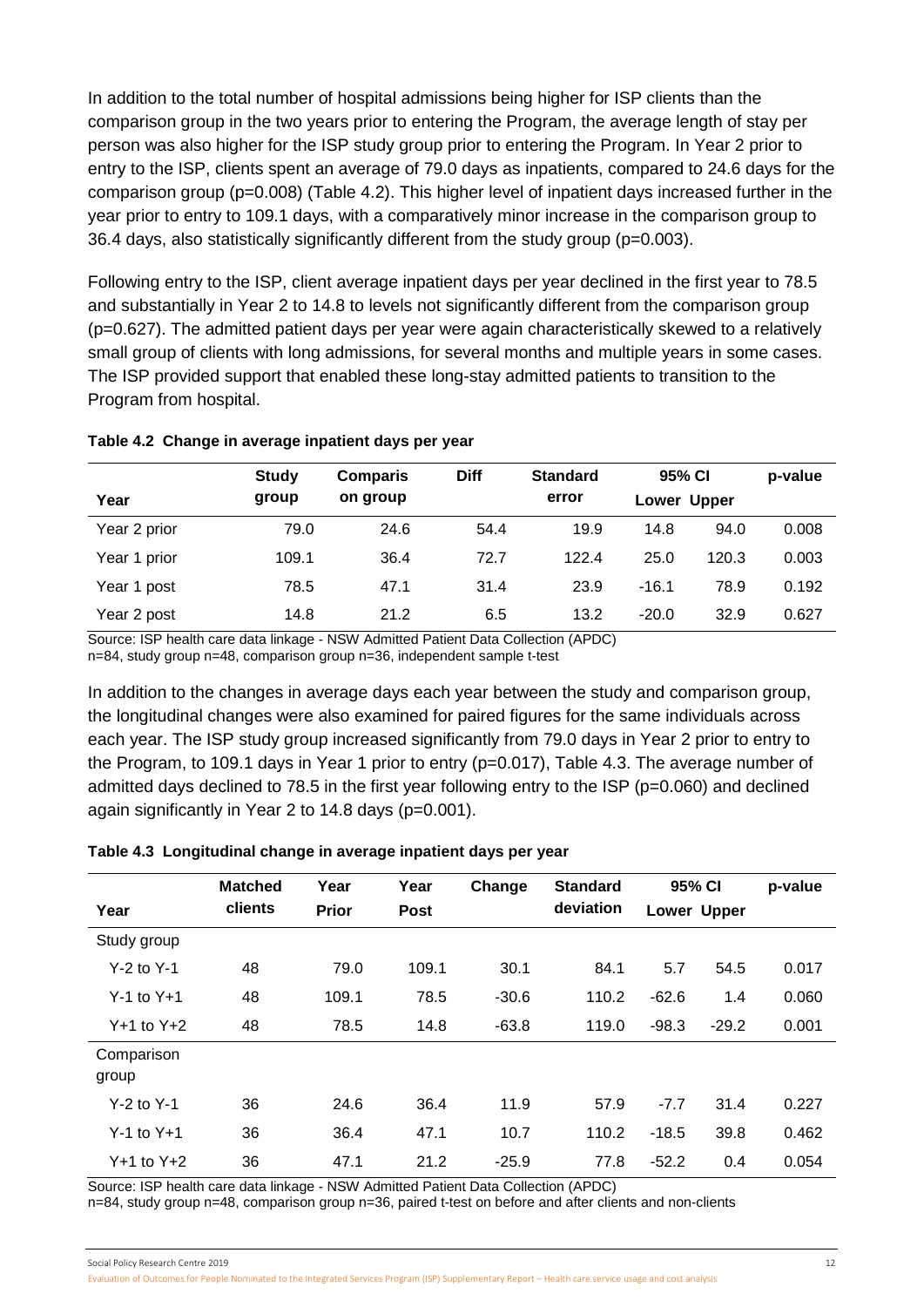In addition to the total number of hospital admissions being higher for ISP clients than the comparison group in the two years prior to entering the Program, the average length of stay per person was also higher for the ISP study group prior to entering the Program. In Year 2 prior to entry to the ISP, clients spent an average of 79.0 days as inpatients, compared to 24.6 days for the comparison group (p=0.008) (Table 4.2). This higher level of inpatient days increased further in the year prior to entry to 109.1 days, with a comparatively minor increase in the comparison group to 36.4 days, also statistically significantly different from the study group (p=0.003).

Following entry to the ISP, client average inpatient days per year declined in the first year to 78.5 and substantially in Year 2 to 14.8 to levels not significantly different from the comparison group (p=0.627). The admitted patient days per year were again characteristically skewed to a relatively small group of clients with long admissions, for several months and multiple years in some cases. The ISP provided support that enabled these long-stay admitted patients to transition to the Program from hospital.

**Table 4.2 Change in average inpatient days per year**

| Year | Study group | Comparison group | Diff | Standard error | 95% CI | | p-value |
|---|---|---|---|---|---|---|---|
| | | | | | Lower | Upper | |
| Year 2 prior | 79.0 | 24.6 | 54.4 | 19.9 | 14.8 | 94.0 | 0.008 |
| Year 1 prior | 109.1 | 36.4 | 72.7 | 122.4 | 25.0 | 120.3 | 0.003 |
| Year 1 post | 78.5 | 47.1 | 31.4 | 23.9 | -16.1 | 78.9 | 0.192 |
| Year 2 post | 14.8 | 21.2 | 6.5 | 13.2 | -20.0 | 32.9 | 0.627 |

Source: ISP health care data linkage - NSW Admitted Patient Data Collection (APDC)
n=84, study group n=48, comparison group n=36, independent sample t-test

In addition to the changes in average days each year between the study and comparison group, the longitudinal changes were also examined for paired figures for the same individuals across each year. The ISP study group increased significantly from 79.0 days in Year 2 prior to entry to the Program, to 109.1 days in Year 1 prior to entry (p=0.017), Table 4.3. The average number of admitted days declined to 78.5 in the first year following entry to the ISP (p=0.060) and declined again significantly in Year 2 to 14.8 days (p=0.001).

**Table 4.3 Longitudinal change in average inpatient days per year**

| Year | Matched clients | Year Prior | Year Post | Change | Standard deviation | 95% CI | | p-value |
|---|---|---|---|---|---|---|---|---|
| | | | | | | Lower | Upper | |
| Study group | | | | | | | | |
| Y-2 to Y-1 | 48 | 79.0 | 109.1 | 30.1 | 84.1 | 5.7 | 54.5 | 0.017 |
| Y-1 to Y+1 | 48 | 109.1 | 78.5 | -30.6 | 110.2 | -62.6 | 1.4 | 0.060 |
| Y+1 to Y+2 | 48 | 78.5 | 14.8 | -63.8 | 119.0 | -98.3 | -29.2 | 0.001 |
| Comparison group | | | | | | | | |
| Y-2 to Y-1 | 36 | 24.6 | 36.4 | 11.9 | 57.9 | -7.7 | 31.4 | 0.227 |
| Y-1 to Y+1 | 36 | 36.4 | 47.1 | 10.7 | 110.2 | -18.5 | 39.8 | 0.462 |
| Y+1 to Y+2 | 36 | 47.1 | 21.2 | -25.9 | 77.8 | -52.2 | 0.4 | 0.054 |

Source: ISP health care data linkage - NSW Admitted Patient Data Collection (APDC)
n=84, study group n=48, comparison group n=36, paired t-test on before and after clients and non-clients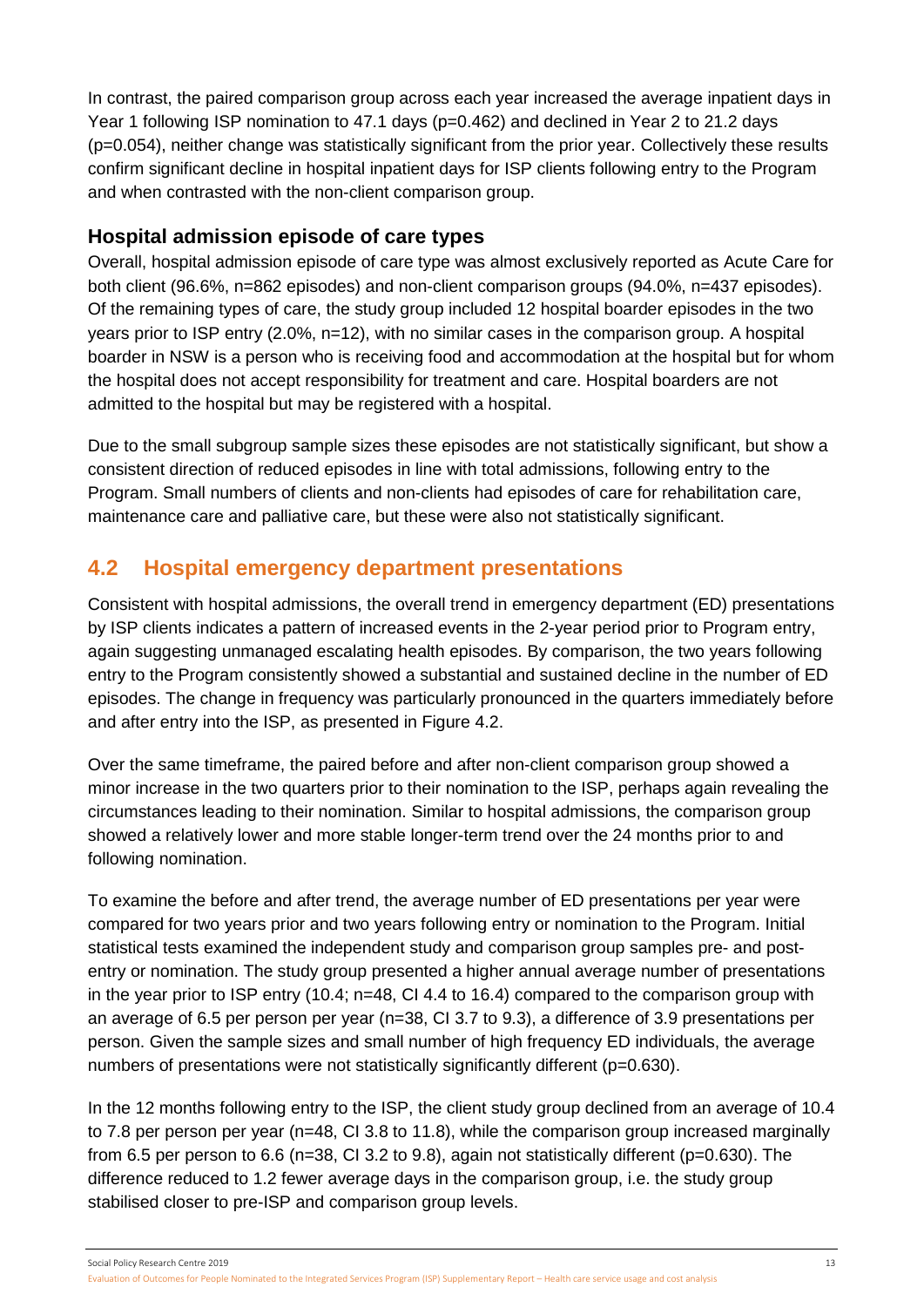In contrast, the paired comparison group across each year increased the average inpatient days in Year 1 following ISP nomination to 47.1 days (p=0.462) and declined in Year 2 to 21.2 days (p=0.054), neither change was statistically significant from the prior year. Collectively these results confirm significant decline in hospital inpatient days for ISP clients following entry to the Program and when contrasted with the non-client comparison group.

### Hospital admission episode of care types

Overall, hospital admission episode of care type was almost exclusively reported as Acute Care for both client (96.6%, n=862 episodes) and non-client comparison groups (94.0%, n=437 episodes). Of the remaining types of care, the study group included 12 hospital boarder episodes in the two years prior to ISP entry (2.0%, n=12), with no similar cases in the comparison group. A hospital boarder in NSW is a person who is receiving food and accommodation at the hospital but for whom the hospital does not accept responsibility for treatment and care. Hospital boarders are not admitted to the hospital but may be registered with a hospital.

Due to the small subgroup sample sizes these episodes are not statistically significant, but show a consistent direction of reduced episodes in line with total admissions, following entry to the Program. Small numbers of clients and non-clients had episodes of care for rehabilitation care, maintenance care and palliative care, but these were also not statistically significant.

## 4.2 Hospital emergency department presentations

Consistent with hospital admissions, the overall trend in emergency department (ED) presentations by ISP clients indicates a pattern of increased events in the 2-year period prior to Program entry, again suggesting unmanaged escalating health episodes. By comparison, the two years following entry to the Program consistently showed a substantial and sustained decline in the number of ED episodes. The change in frequency was particularly pronounced in the quarters immediately before and after entry into the ISP, as presented in Figure 4.2.

Over the same timeframe, the paired before and after non-client comparison group showed a minor increase in the two quarters prior to their nomination to the ISP, perhaps again revealing the circumstances leading to their nomination. Similar to hospital admissions, the comparison group showed a relatively lower and more stable longer-term trend over the 24 months prior to and following nomination.

To examine the before and after trend, the average number of ED presentations per year were compared for two years prior and two years following entry or nomination to the Program. Initial statistical tests examined the independent study and comparison group samples pre- and post-entry or nomination. The study group presented a higher annual average number of presentations in the year prior to ISP entry (10.4; n=48, CI 4.4 to 16.4) compared to the comparison group with an average of 6.5 per person per year (n=38, CI 3.7 to 9.3), a difference of 3.9 presentations per person. Given the sample sizes and small number of high frequency ED individuals, the average numbers of presentations were not statistically significantly different (p=0.630).

In the 12 months following entry to the ISP, the client study group declined from an average of 10.4 to 7.8 per person per year (n=48, CI 3.8 to 11.8), while the comparison group increased marginally from 6.5 per person to 6.6 (n=38, CI 3.2 to 9.8), again not statistically different (p=0.630). The difference reduced to 1.2 fewer average days in the comparison group, i.e. the study group stabilised closer to pre-ISP and comparison group levels.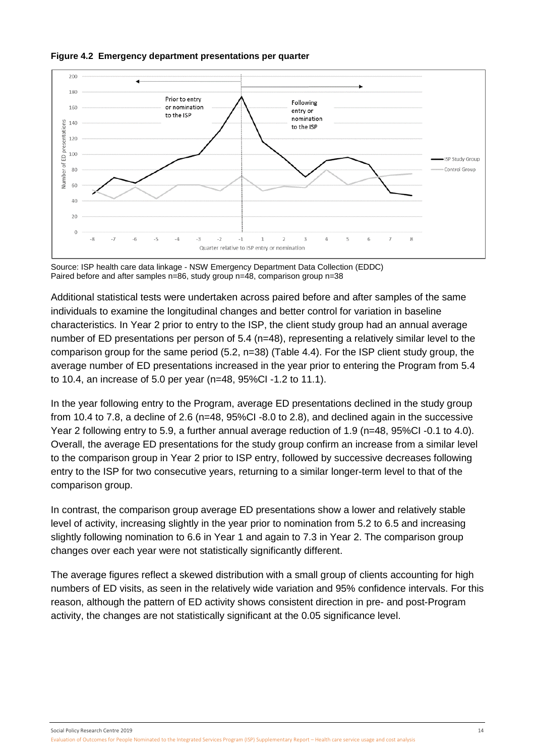**Figure 4.2 Emergency department presentations per quarter**

Source: ISP health care data linkage - NSW Emergency Department Data Collection (EDDC)
Paired before and after samples n=86, study group n=48, comparison group n=38

Additional statistical tests were undertaken across paired before and after samples of the same individuals to examine the longitudinal changes and better control for variation in baseline characteristics. In Year 2 prior to entry to the ISP, the client study group had an annual average number of ED presentations per person of 5.4 (n=48), representing a relatively similar level to the comparison group for the same period (5.2, n=38) (Table 4.4). For the ISP client study group, the average number of ED presentations increased in the year prior to entering the Program from 5.4 to 10.4, an increase of 5.0 per year (n=48, 95%CI -1.2 to 11.1).

In the year following entry to the Program, average ED presentations declined in the study group from 10.4 to 7.8, a decline of 2.6 (n=48, 95%CI -8.0 to 2.8), and declined again in the successive Year 2 following entry to 5.9, a further annual average reduction of 1.9 (n=48, 95%CI -0.1 to 4.0). Overall, the average ED presentations for the study group confirm an increase from a similar level to the comparison group in Year 2 prior to ISP entry, followed by successive decreases following entry to the ISP for two consecutive years, returning to a similar longer-term level to that of the comparison group.

In contrast, the comparison group average ED presentations show a lower and relatively stable level of activity, increasing slightly in the year prior to nomination from 5.2 to 6.5 and increasing slightly following nomination to 6.6 in Year 1 and again to 7.3 in Year 2. The comparison group changes over each year were not statistically significantly different.

The average figures reflect a skewed distribution with a small group of clients accounting for high numbers of ED visits, as seen in the relatively wide variation and 95% confidence intervals. For this reason, although the pattern of ED activity shows consistent direction in pre- and post-Program activity, the changes are not statistically significant at the 0.05 significance level.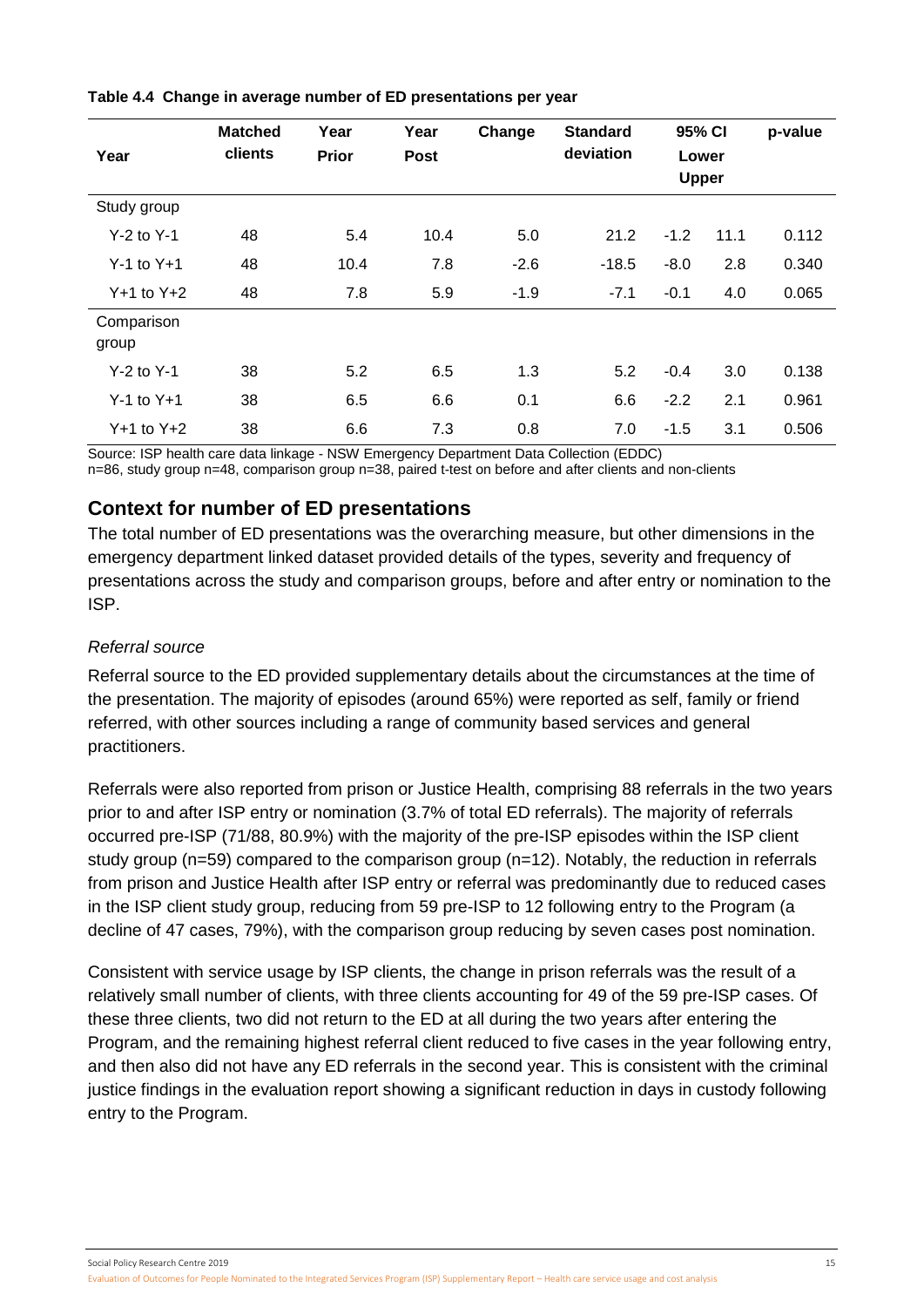**Table 4.4 Change in average number of ED presentations per year**

| Year | Matched clients | Year Prior | Year Post | Change | Standard deviation | 95% CI Lower | Upper | p-value |
|---|---|---|---|---|---|---|---|---|
| Study group | | | | | | | | |
| Y-2 to Y-1 | 48 | 5.4 | 10.4 | 5.0 | 21.2 | -1.2 | 11.1 | 0.112 |
| Y-1 to Y+1 | 48 | 10.4 | 7.8 | -2.6 | -18.5 | -8.0 | 2.8 | 0.340 |
| Y+1 to Y+2 | 48 | 7.8 | 5.9 | -1.9 | -7.1 | -0.1 | 4.0 | 0.065 |
| Comparison group | | | | | | | | |
| Y-2 to Y-1 | 38 | 5.2 | 6.5 | 1.3 | 5.2 | -0.4 | 3.0 | 0.138 |
| Y-1 to Y+1 | 38 | 6.5 | 6.6 | 0.1 | 6.6 | -2.2 | 2.1 | 0.961 |
| Y+1 to Y+2 | 38 | 6.6 | 7.3 | 0.8 | 7.0 | -1.5 | 3.1 | 0.506 |

Source: ISP health care data linkage - NSW Emergency Department Data Collection (EDDC)
n=86, study group n=48, comparison group n=38, paired t-test on before and after clients and non-clients

## Context for number of ED presentations

The total number of ED presentations was the overarching measure, but other dimensions in the emergency department linked dataset provided details of the types, severity and frequency of presentations across the study and comparison groups, before and after entry or nomination to the ISP.

### *Referral source*

Referral source to the ED provided supplementary details about the circumstances at the time of the presentation. The majority of episodes (around 65%) were reported as self, family or friend referred, with other sources including a range of community based services and general practitioners.

Referrals were also reported from prison or Justice Health, comprising 88 referrals in the two years prior to and after ISP entry or nomination (3.7% of total ED referrals). The majority of referrals occurred pre-ISP (71/88, 80.9%) with the majority of the pre-ISP episodes within the ISP client study group (n=59) compared to the comparison group (n=12). Notably, the reduction in referrals from prison and Justice Health after ISP entry or referral was predominantly due to reduced cases in the ISP client study group, reducing from 59 pre-ISP to 12 following entry to the Program (a decline of 47 cases, 79%), with the comparison group reducing by seven cases post nomination.

Consistent with service usage by ISP clients, the change in prison referrals was the result of a relatively small number of clients, with three clients accounting for 49 of the 59 pre-ISP cases. Of these three clients, two did not return to the ED at all during the two years after entering the Program, and the remaining highest referral client reduced to five cases in the year following entry, and then also did not have any ED referrals in the second year. This is consistent with the criminal justice findings in the evaluation report showing a significant reduction in days in custody following entry to the Program.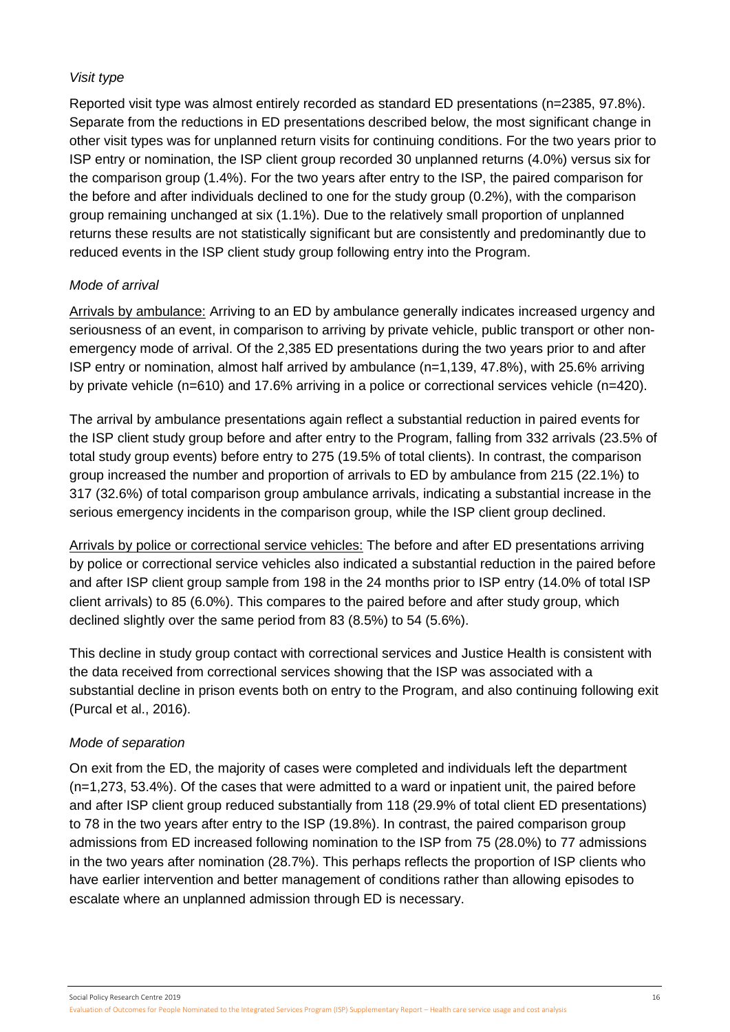*Visit type*

Reported visit type was almost entirely recorded as standard ED presentations (n=2385, 97.8%). Separate from the reductions in ED presentations described below, the most significant change in other visit types was for unplanned return visits for continuing conditions. For the two years prior to ISP entry or nomination, the ISP client group recorded 30 unplanned returns (4.0%) versus six for the comparison group (1.4%). For the two years after entry to the ISP, the paired comparison for the before and after individuals declined to one for the study group (0.2%), with the comparison group remaining unchanged at six (1.1%). Due to the relatively small proportion of unplanned returns these results are not statistically significant but are consistently and predominantly due to reduced events in the ISP client study group following entry into the Program.

*Mode of arrival*

<u>Arrivals by ambulance:</u> Arriving to an ED by ambulance generally indicates increased urgency and seriousness of an event, in comparison to arriving by private vehicle, public transport or other non-emergency mode of arrival. Of the 2,385 ED presentations during the two years prior to and after ISP entry or nomination, almost half arrived by ambulance (n=1,139, 47.8%), with 25.6% arriving by private vehicle (n=610) and 17.6% arriving in a police or correctional services vehicle (n=420).

The arrival by ambulance presentations again reflect a substantial reduction in paired events for the ISP client study group before and after entry to the Program, falling from 332 arrivals (23.5% of total study group events) before entry to 275 (19.5% of total clients). In contrast, the comparison group increased the number and proportion of arrivals to ED by ambulance from 215 (22.1%) to 317 (32.6%) of total comparison group ambulance arrivals, indicating a substantial increase in the serious emergency incidents in the comparison group, while the ISP client group declined.

<u>Arrivals by police or correctional service vehicles:</u> The before and after ED presentations arriving by police or correctional service vehicles also indicated a substantial reduction in the paired before and after ISP client group sample from 198 in the 24 months prior to ISP entry (14.0% of total ISP client arrivals) to 85 (6.0%). This compares to the paired before and after study group, which declined slightly over the same period from 83 (8.5%) to 54 (5.6%).

This decline in study group contact with correctional services and Justice Health is consistent with the data received from correctional services showing that the ISP was associated with a substantial decline in prison events both on entry to the Program, and also continuing following exit (Purcal et al., 2016).

*Mode of separation*

On exit from the ED, the majority of cases were completed and individuals left the department (n=1,273, 53.4%). Of the cases that were admitted to a ward or inpatient unit, the paired before and after ISP client group reduced substantially from 118 (29.9% of total client ED presentations) to 78 in the two years after entry to the ISP (19.8%). In contrast, the paired comparison group admissions from ED increased following nomination to the ISP from 75 (28.0%) to 77 admissions in the two years after nomination (28.7%). This perhaps reflects the proportion of ISP clients who have earlier intervention and better management of conditions rather than allowing episodes to escalate where an unplanned admission through ED is necessary.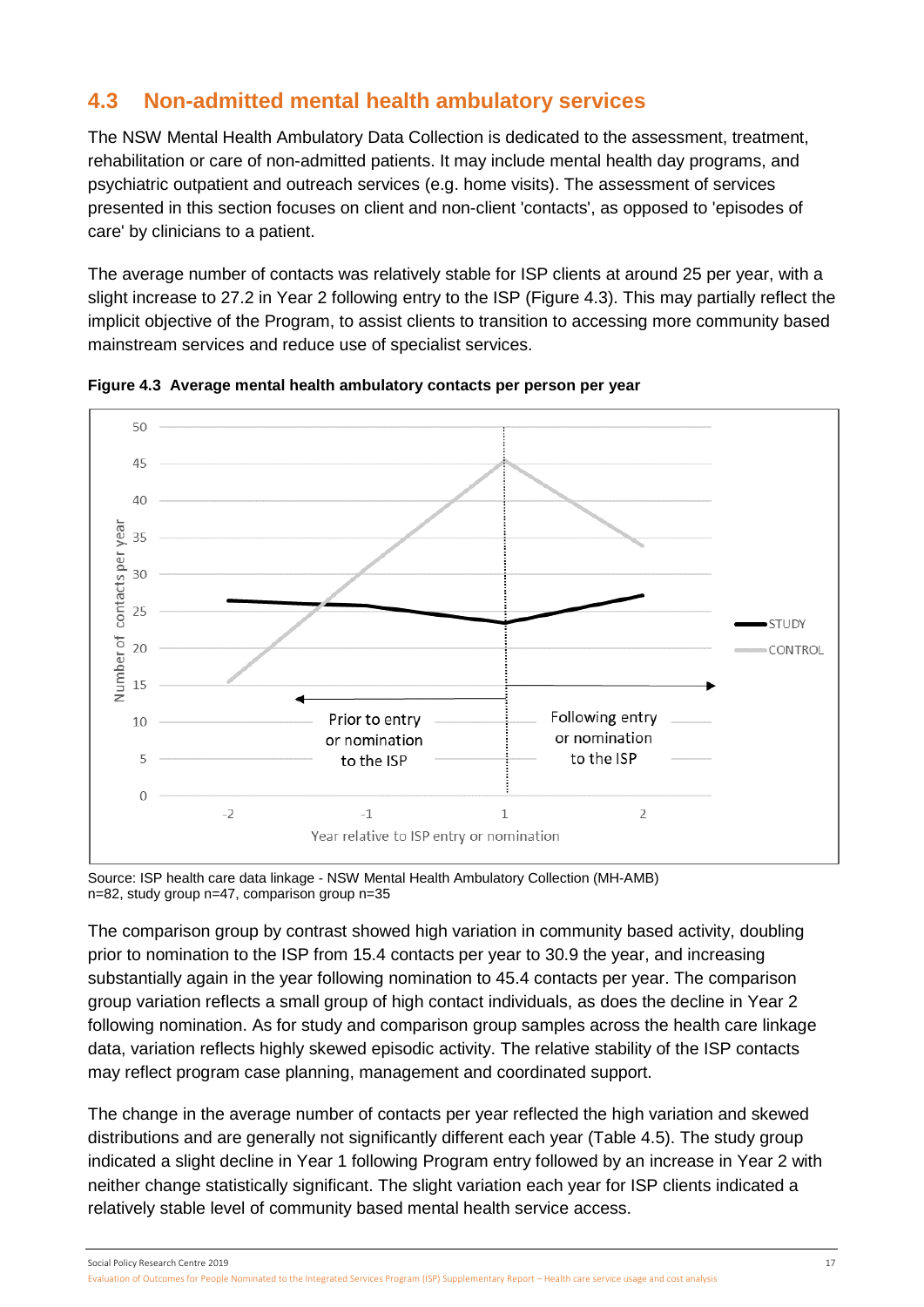## 4.3 Non-admitted mental health ambulatory services

The NSW Mental Health Ambulatory Data Collection is dedicated to the assessment, treatment, rehabilitation or care of non-admitted patients. It may include mental health day programs, and psychiatric outpatient and outreach services (e.g. home visits). The assessment of services presented in this section focuses on client and non-client 'contacts', as opposed to 'episodes of care' by clinicians to a patient.

The average number of contacts was relatively stable for ISP clients at around 25 per year, with a slight increase to 27.2 in Year 2 following entry to the ISP (Figure 4.3). This may partially reflect the implicit objective of the Program, to assist clients to transition to accessing more community based mainstream services and reduce use of specialist services.

**Figure 4.3 Average mental health ambulatory contacts per person per year**

Source: ISP health care data linkage - NSW Mental Health Ambulatory Collection (MH-AMB)
n=82, study group n=47, comparison group n=35

The comparison group by contrast showed high variation in community based activity, doubling prior to nomination to the ISP from 15.4 contacts per year to 30.9 the year, and increasing substantially again in the year following nomination to 45.4 contacts per year. The comparison group variation reflects a small group of high contact individuals, as does the decline in Year 2 following nomination. As for study and comparison group samples across the health care linkage data, variation reflects highly skewed episodic activity. The relative stability of the ISP contacts may reflect program case planning, management and coordinated support.

The change in the average number of contacts per year reflected the high variation and skewed distributions and are generally not significantly different each year (Table 4.5). The study group indicated a slight decline in Year 1 following Program entry followed by an increase in Year 2 with neither change statistically significant. The slight variation each year for ISP clients indicated a relatively stable level of community based mental health service access.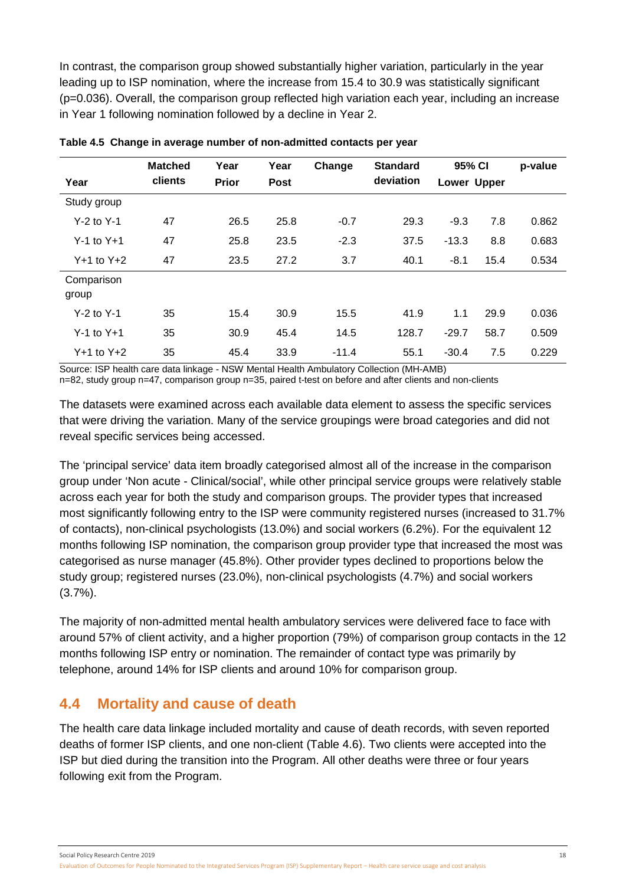In contrast, the comparison group showed substantially higher variation, particularly in the year leading up to ISP nomination, where the increase from 15.4 to 30.9 was statistically significant (p=0.036). Overall, the comparison group reflected high variation each year, including an increase in Year 1 following nomination followed by a decline in Year 2.

**Table 4.5 Change in average number of non-admitted contacts per year**

| Year | Matched clients | Year Prior | Year Post | Change | Standard deviation | 95% CI Lower | 95% CI Upper | p-value |
|---|---|---|---|---|---|---|---|---|
| Study group | | | | | | | | |
| Y-2 to Y-1 | 47 | 26.5 | 25.8 | -0.7 | 29.3 | -9.3 | 7.8 | 0.862 |
| Y-1 to Y+1 | 47 | 25.8 | 23.5 | -2.3 | 37.5 | -13.3 | 8.8 | 0.683 |
| Y+1 to Y+2 | 47 | 23.5 | 27.2 | 3.7 | 40.1 | -8.1 | 15.4 | 0.534 |
| Comparison group | | | | | | | | |
| Y-2 to Y-1 | 35 | 15.4 | 30.9 | 15.5 | 41.9 | 1.1 | 29.9 | 0.036 |
| Y-1 to Y+1 | 35 | 30.9 | 45.4 | 14.5 | 128.7 | -29.7 | 58.7 | 0.509 |
| Y+1 to Y+2 | 35 | 45.4 | 33.9 | -11.4 | 55.1 | -30.4 | 7.5 | 0.229 |

Source: ISP health care data linkage - NSW Mental Health Ambulatory Collection (MH-AMB)
n=82, study group n=47, comparison group n=35, paired t-test on before and after clients and non-clients

The datasets were examined across each available data element to assess the specific services that were driving the variation. Many of the service groupings were broad categories and did not reveal specific services being accessed.

The 'principal service' data item broadly categorised almost all of the increase in the comparison group under 'Non acute - Clinical/social', while other principal service groups were relatively stable across each year for both the study and comparison groups. The provider types that increased most significantly following entry to the ISP were community registered nurses (increased to 31.7% of contacts), non-clinical psychologists (13.0%) and social workers (6.2%). For the equivalent 12 months following ISP nomination, the comparison group provider type that increased the most was categorised as nurse manager (45.8%). Other provider types declined to proportions below the study group; registered nurses (23.0%), non-clinical psychologists (4.7%) and social workers (3.7%).

The majority of non-admitted mental health ambulatory services were delivered face to face with around 57% of client activity, and a higher proportion (79%) of comparison group contacts in the 12 months following ISP entry or nomination. The remainder of contact type was primarily by telephone, around 14% for ISP clients and around 10% for comparison group.

## 4.4 Mortality and cause of death

The health care data linkage included mortality and cause of death records, with seven reported deaths of former ISP clients, and one non-client (Table 4.6). Two clients were accepted into the ISP but died during the transition into the Program. All other deaths were three or four years following exit from the Program.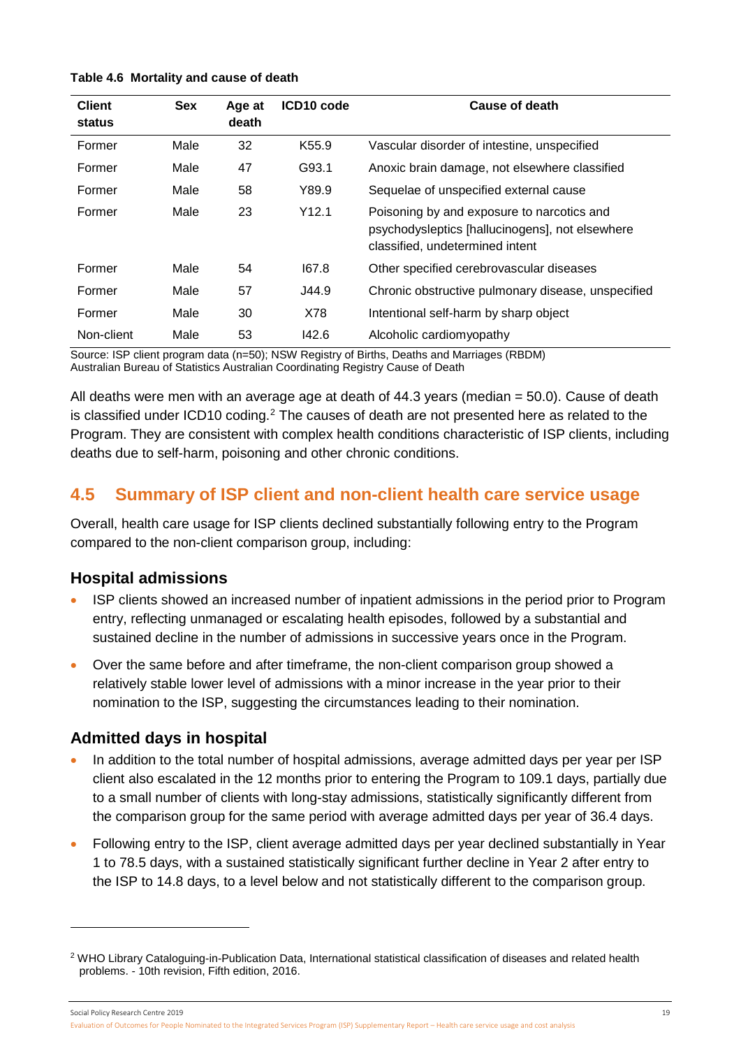**Table 4.6 Mortality and cause of death**

| Client status | Sex | Age at death | ICD10 code | Cause of death |
|---|---|---|---|---|
| Former | Male | 32 | K55.9 | Vascular disorder of intestine, unspecified |
| Former | Male | 47 | G93.1 | Anoxic brain damage, not elsewhere classified |
| Former | Male | 58 | Y89.9 | Sequelae of unspecified external cause |
| Former | Male | 23 | Y12.1 | Poisoning by and exposure to narcotics and psychodysleptics [hallucinogens], not elsewhere classified, undetermined intent |
| Former | Male | 54 | I67.8 | Other specified cerebrovascular diseases |
| Former | Male | 57 | J44.9 | Chronic obstructive pulmonary disease, unspecified |
| Former | Male | 30 | X78 | Intentional self-harm by sharp object |
| Non-client | Male | 53 | I42.6 | Alcoholic cardiomyopathy |

Source: ISP client program data (n=50); NSW Registry of Births, Deaths and Marriages (RBDM) Australian Bureau of Statistics Australian Coordinating Registry Cause of Death

All deaths were men with an average age at death of 44.3 years (median = 50.0). Cause of death is classified under ICD10 coding.[2] The causes of death are not presented here as related to the Program. They are consistent with complex health conditions characteristic of ISP clients, including deaths due to self-harm, poisoning and other chronic conditions.

## 4.5 Summary of ISP client and non-client health care service usage

Overall, health care usage for ISP clients declined substantially following entry to the Program compared to the non-client comparison group, including:

### Hospital admissions

- ISP clients showed an increased number of inpatient admissions in the period prior to Program entry, reflecting unmanaged or escalating health episodes, followed by a substantial and sustained decline in the number of admissions in successive years once in the Program.
- Over the same before and after timeframe, the non-client comparison group showed a relatively stable lower level of admissions with a minor increase in the year prior to their nomination to the ISP, suggesting the circumstances leading to their nomination.

### Admitted days in hospital

- In addition to the total number of hospital admissions, average admitted days per year per ISP client also escalated in the 12 months prior to entering the Program to 109.1 days, partially due to a small number of clients with long-stay admissions, statistically significantly different from the comparison group for the same period with average admitted days per year of 36.4 days.
- Following entry to the ISP, client average admitted days per year declined substantially in Year 1 to 78.5 days, with a sustained statistically significant further decline in Year 2 after entry to the ISP to 14.8 days, to a level below and not statistically different to the comparison group.

[2] WHO Library Cataloguing-in-Publication Data, International statistical classification of diseases and related health problems. - 10th revision, Fifth edition, 2016.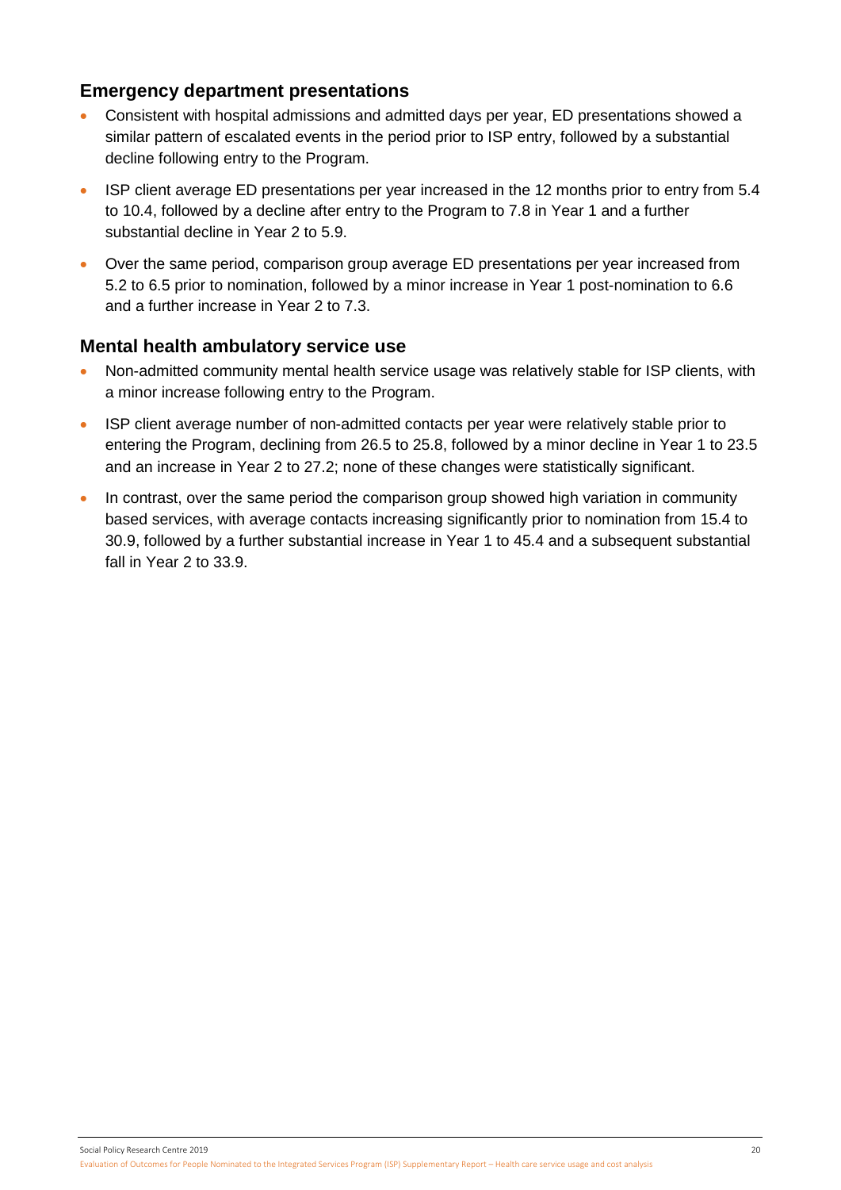## Emergency department presentations

- Consistent with hospital admissions and admitted days per year, ED presentations showed a similar pattern of escalated events in the period prior to ISP entry, followed by a substantial decline following entry to the Program.
- ISP client average ED presentations per year increased in the 12 months prior to entry from 5.4 to 10.4, followed by a decline after entry to the Program to 7.8 in Year 1 and a further substantial decline in Year 2 to 5.9.
- Over the same period, comparison group average ED presentations per year increased from 5.2 to 6.5 prior to nomination, followed by a minor increase in Year 1 post-nomination to 6.6 and a further increase in Year 2 to 7.3.

## Mental health ambulatory service use

- Non-admitted community mental health service usage was relatively stable for ISP clients, with a minor increase following entry to the Program.
- ISP client average number of non-admitted contacts per year were relatively stable prior to entering the Program, declining from 26.5 to 25.8, followed by a minor decline in Year 1 to 23.5 and an increase in Year 2 to 27.2; none of these changes were statistically significant.
- In contrast, over the same period the comparison group showed high variation in community based services, with average contacts increasing significantly prior to nomination from 15.4 to 30.9, followed by a further substantial increase in Year 1 to 45.4 and a subsequent substantial fall in Year 2 to 33.9.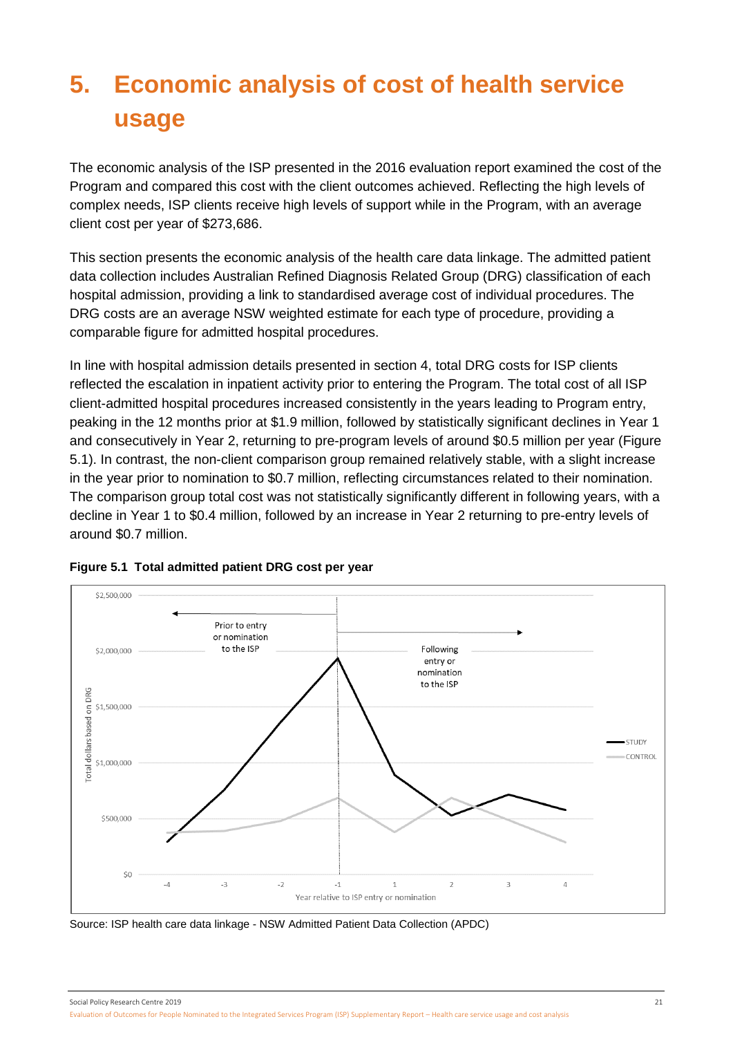# 5. Economic analysis of cost of health service usage

The economic analysis of the ISP presented in the 2016 evaluation report examined the cost of the Program and compared this cost with the client outcomes achieved. Reflecting the high levels of complex needs, ISP clients receive high levels of support while in the Program, with an average client cost per year of $273,686.

This section presents the economic analysis of the health care data linkage. The admitted patient data collection includes Australian Refined Diagnosis Related Group (DRG) classification of each hospital admission, providing a link to standardised average cost of individual procedures. The DRG costs are an average NSW weighted estimate for each type of procedure, providing a comparable figure for admitted hospital procedures.

In line with hospital admission details presented in section 4, total DRG costs for ISP clients reflected the escalation in inpatient activity prior to entering the Program. The total cost of all ISP client-admitted hospital procedures increased consistently in the years leading to Program entry, peaking in the 12 months prior at $1.9 million, followed by statistically significant declines in Year 1 and consecutively in Year 2, returning to pre-program levels of around $0.5 million per year (Figure 5.1). In contrast, the non-client comparison group remained relatively stable, with a slight increase in the year prior to nomination to $0.7 million, reflecting circumstances related to their nomination. The comparison group total cost was not statistically significantly different in following years, with a decline in Year 1 to $0.4 million, followed by an increase in Year 2 returning to pre-entry levels of around $0.7 million.

**Figure 5.1 Total admitted patient DRG cost per year**

Source: ISP health care data linkage - NSW Admitted Patient Data Collection (APDC)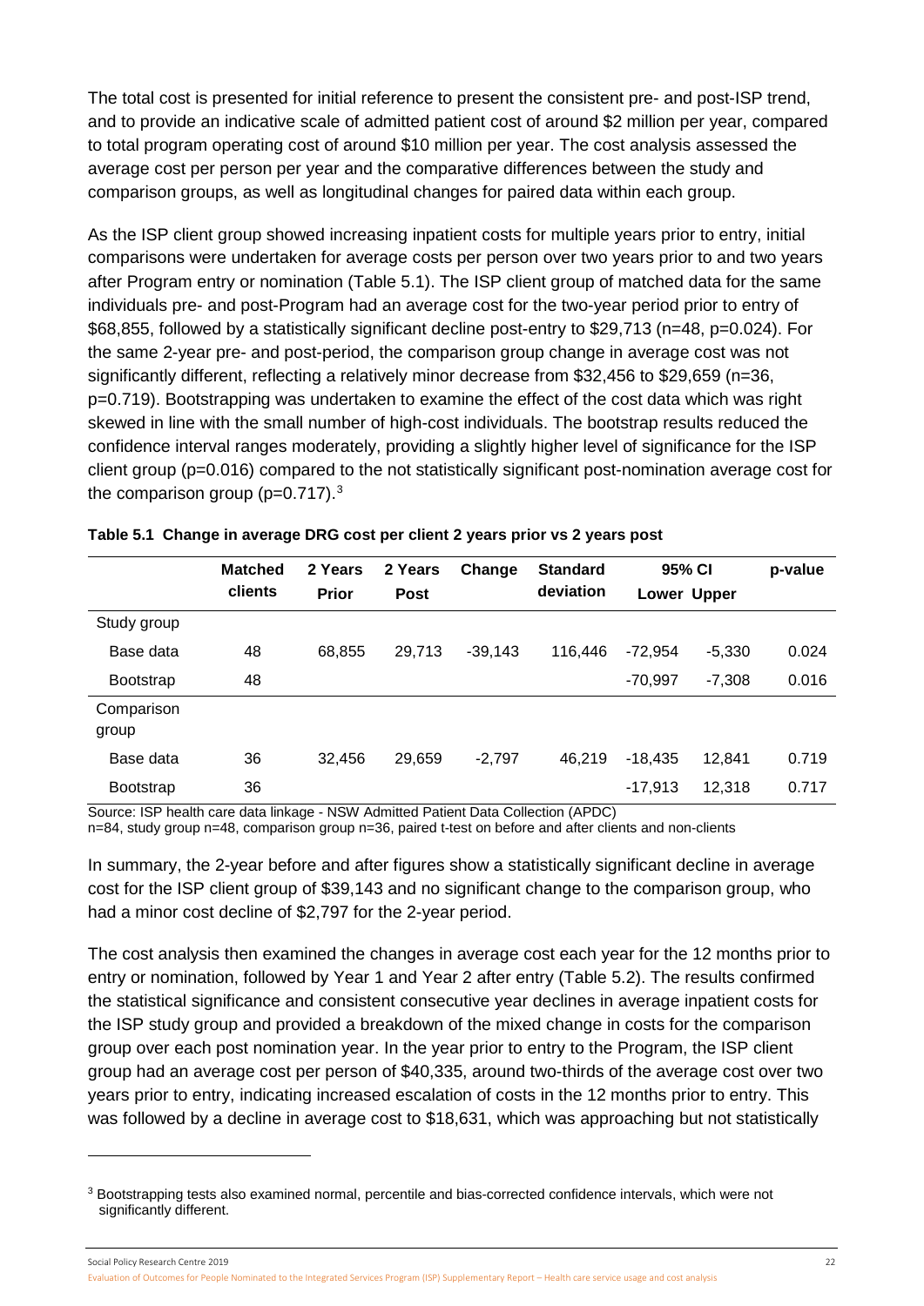The total cost is presented for initial reference to present the consistent pre- and post-ISP trend, and to provide an indicative scale of admitted patient cost of around $2 million per year, compared to total program operating cost of around $10 million per year. The cost analysis assessed the average cost per person per year and the comparative differences between the study and comparison groups, as well as longitudinal changes for paired data within each group.

As the ISP client group showed increasing inpatient costs for multiple years prior to entry, initial comparisons were undertaken for average costs per person over two years prior to and two years after Program entry or nomination (Table 5.1). The ISP client group of matched data for the same individuals pre- and post-Program had an average cost for the two-year period prior to entry of $68,855, followed by a statistically significant decline post-entry to $29,713 (n=48, p=0.024). For the same 2-year pre- and post-period, the comparison group change in average cost was not significantly different, reflecting a relatively minor decrease from $32,456 to $29,659 (n=36, p=0.719). Bootstrapping was undertaken to examine the effect of the cost data which was right skewed in line with the small number of high-cost individuals. The bootstrap results reduced the confidence interval ranges moderately, providing a slightly higher level of significance for the ISP client group (p=0.016) compared to the not statistically significant post-nomination average cost for the comparison group (p=0.717).[3]

**Table 5.1 Change in average DRG cost per client 2 years prior vs 2 years post**

| | Matched clients | 2 Years Prior | 2 Years Post | Change | Standard deviation | 95% CI Lower | 95% CI Upper | p-value |
|---|---|---|---|---|---|---|---|---|
| Study group | | | | | | | | |
| Base data | 48 | 68,855 | 29,713 | -39,143 | 116,446 | -72,954 | -5,330 | 0.024 |
| Bootstrap | 48 | | | | | -70,997 | -7,308 | 0.016 |
| Comparison group | | | | | | | | |
| Base data | 36 | 32,456 | 29,659 | -2,797 | 46,219 | -18,435 | 12,841 | 0.719 |
| Bootstrap | 36 | | | | | -17,913 | 12,318 | 0.717 |

Source: ISP health care data linkage - NSW Admitted Patient Data Collection (APDC)
n=84, study group n=48, comparison group n=36, paired t-test on before and after clients and non-clients

In summary, the 2-year before and after figures show a statistically significant decline in average cost for the ISP client group of $39,143 and no significant change to the comparison group, who had a minor cost decline of $2,797 for the 2-year period.

The cost analysis then examined the changes in average cost each year for the 12 months prior to entry or nomination, followed by Year 1 and Year 2 after entry (Table 5.2). The results confirmed the statistical significance and consistent consecutive year declines in average inpatient costs for the ISP study group and provided a breakdown of the mixed change in costs for the comparison group over each post nomination year. In the year prior to entry to the Program, the ISP client group had an average cost per person of $40,335, around two-thirds of the average cost over two years prior to entry, indicating increased escalation of costs in the 12 months prior to entry. This was followed by a decline in average cost to $18,631, which was approaching but not statistically

[3] Bootstrapping tests also examined normal, percentile and bias-corrected confidence intervals, which were not significantly different.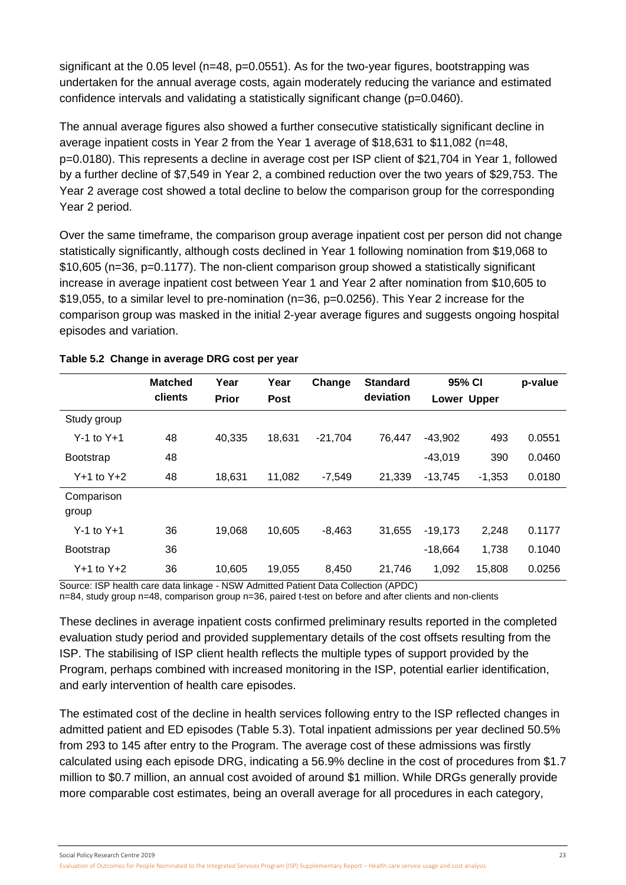significant at the 0.05 level (n=48, p=0.0551). As for the two-year figures, bootstrapping was undertaken for the annual average costs, again moderately reducing the variance and estimated confidence intervals and validating a statistically significant change (p=0.0460).

The annual average figures also showed a further consecutive statistically significant decline in average inpatient costs in Year 2 from the Year 1 average of $18,631 to $11,082 (n=48, p=0.0180). This represents a decline in average cost per ISP client of $21,704 in Year 1, followed by a further decline of $7,549 in Year 2, a combined reduction over the two years of $29,753. The Year 2 average cost showed a total decline to below the comparison group for the corresponding Year 2 period.

Over the same timeframe, the comparison group average inpatient cost per person did not change statistically significantly, although costs declined in Year 1 following nomination from $19,068 to $10,605 (n=36, p=0.1177). The non-client comparison group showed a statistically significant increase in average inpatient cost between Year 1 and Year 2 after nomination from $10,605 to $19,055, to a similar level to pre-nomination (n=36, p=0.0256). This Year 2 increase for the comparison group was masked in the initial 2-year average figures and suggests ongoing hospital episodes and variation.

**Table 5.2 Change in average DRG cost per year**

| | Matched clients | Year Prior | Year Post | Change | Standard deviation | 95% CI Lower | 95% CI Upper | p-value |
|---|---|---|---|---|---|---|---|---|
| Study group | | | | | | | | |
| Y-1 to Y+1 | 48 | 40,335 | 18,631 | -21,704 | 76,447 | -43,902 | 493 | 0.0551 |
| Bootstrap | 48 | | | | | -43,019 | 390 | 0.0460 |
| Y+1 to Y+2 | 48 | 18,631 | 11,082 | -7,549 | 21,339 | -13,745 | -1,353 | 0.0180 |
| Comparison group | | | | | | | | |
| Y-1 to Y+1 | 36 | 19,068 | 10,605 | -8,463 | 31,655 | -19,173 | 2,248 | 0.1177 |
| Bootstrap | 36 | | | | | -18,664 | 1,738 | 0.1040 |
| Y+1 to Y+2 | 36 | 10,605 | 19,055 | 8,450 | 21,746 | 1,092 | 15,808 | 0.0256 |

Source: ISP health care data linkage - NSW Admitted Patient Data Collection (APDC)
n=84, study group n=48, comparison group n=36, paired t-test on before and after clients and non-clients

These declines in average inpatient costs confirmed preliminary results reported in the completed evaluation study period and provided supplementary details of the cost offsets resulting from the ISP. The stabilising of ISP client health reflects the multiple types of support provided by the Program, perhaps combined with increased monitoring in the ISP, potential earlier identification, and early intervention of health care episodes.

The estimated cost of the decline in health services following entry to the ISP reflected changes in admitted patient and ED episodes (Table 5.3). Total inpatient admissions per year declined 50.5% from 293 to 145 after entry to the Program. The average cost of these admissions was firstly calculated using each episode DRG, indicating a 56.9% decline in the cost of procedures from $1.7 million to $0.7 million, an annual cost avoided of around $1 million. While DRGs generally provide more comparable cost estimates, being an overall average for all procedures in each category,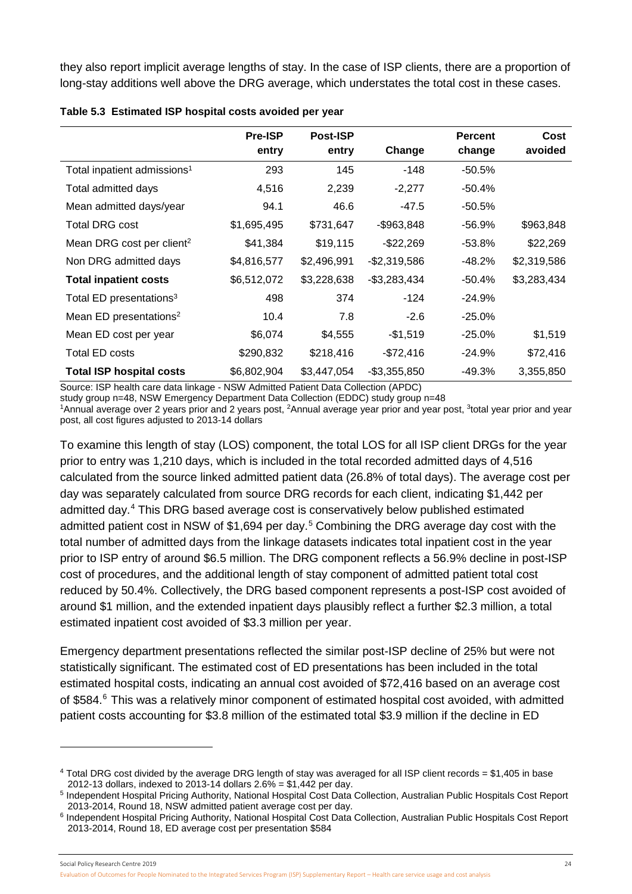they also report implicit average lengths of stay. In the case of ISP clients, there are a proportion of long-stay additions well above the DRG average, which understates the total cost in these cases.

**Table 5.3 Estimated ISP hospital costs avoided per year**

| | Pre-ISP entry | Post-ISP entry | Change | Percent change | Cost avoided |
|---|---|---|---|---|---|
| Total inpatient admissions[1] | 293 | 145 | -148 | -50.5% | |
| Total admitted days | 4,516 | 2,239 | -2,277 | -50.4% | |
| Mean admitted days/year | 94.1 | 46.6 | -47.5 | -50.5% | |
| Total DRG cost | $1,695,495 | $731,647 | -$963,848 | -56.9% | $963,848 |
| Mean DRG cost per client[2] | $41,384 | $19,115 | -$22,269 | -53.8% | $22,269 |
| Non DRG admitted days | $4,816,577 | $2,496,991 | -$2,319,586 | -48.2% | $2,319,586 |
| **Total inpatient costs** | $6,512,072 | $3,228,638 | -$3,283,434 | -50.4% | $3,283,434 |
| Total ED presentations[3] | 498 | 374 | -124 | -24.9% | |
| Mean ED presentations[2] | 10.4 | 7.8 | -2.6 | -25.0% | |
| Mean ED cost per year | $6,074 | $4,555 | -$1,519 | -25.0% | $1,519 |
| Total ED costs | $290,832 | $218,416 | -$72,416 | -24.9% | $72,416 |
| **Total ISP hospital costs** | $6,802,904 | $3,447,054 | -$3,355,850 | -49.3% | 3,355,850 |

Source: ISP health care data linkage - NSW Admitted Patient Data Collection (APDC) study group n=48, NSW Emergency Department Data Collection (EDDC) study group n=48

[1]Annual average over 2 years prior and 2 years post, [2]Annual average year prior and year post, [3]total year prior and year post, all cost figures adjusted to 2013-14 dollars

To examine this length of stay (LOS) component, the total LOS for all ISP client DRGs for the year prior to entry was 1,210 days, which is included in the total recorded admitted days of 4,516 calculated from the source linked admitted patient data (26.8% of total days). The average cost per day was separately calculated from source DRG records for each client, indicating $1,442 per admitted day.[4] This DRG based average cost is conservatively below published estimated admitted patient cost in NSW of $1,694 per day.[5] Combining the DRG average day cost with the total number of admitted days from the linkage datasets indicates total inpatient cost in the year prior to ISP entry of around $6.5 million. The DRG component reflects a 56.9% decline in post-ISP cost of procedures, and the additional length of stay component of admitted patient total cost reduced by 50.4%. Collectively, the DRG based component represents a post-ISP cost avoided of around $1 million, and the extended inpatient days plausibly reflect a further $2.3 million, a total estimated inpatient cost avoided of $3.3 million per year.

Emergency department presentations reflected the similar post-ISP decline of 25% but were not statistically significant. The estimated cost of ED presentations has been included in the total estimated hospital costs, indicating an annual cost avoided of $72,416 based on an average cost of $584.[6] This was a relatively minor component of estimated hospital cost avoided, with admitted patient costs accounting for $3.8 million of the estimated total $3.9 million if the decline in ED

[4] Total DRG cost divided by the average DRG length of stay was averaged for all ISP client records = $1,405 in base 2012-13 dollars, indexed to 2013-14 dollars 2.6% = $1,442 per day.

[5] Independent Hospital Pricing Authority, National Hospital Cost Data Collection, Australian Public Hospitals Cost Report 2013-2014, Round 18, NSW admitted patient average cost per day.

[6] Independent Hospital Pricing Authority, National Hospital Cost Data Collection, Australian Public Hospitals Cost Report 2013-2014, Round 18, ED average cost per presentation $584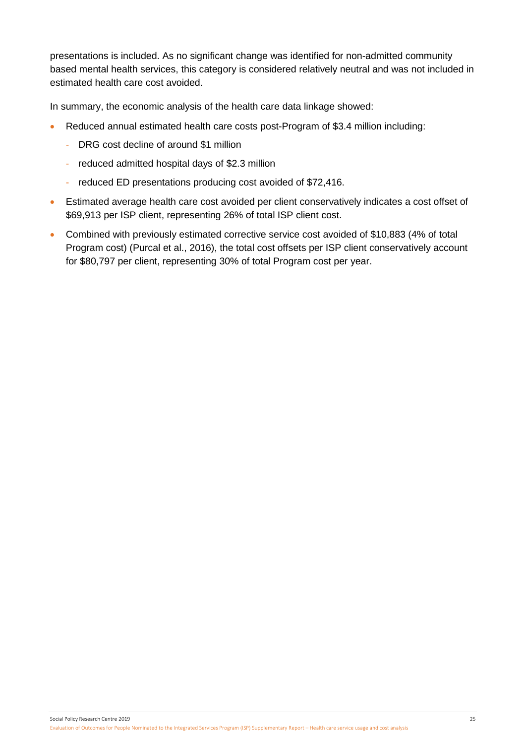presentations is included. As no significant change was identified for non-admitted community based mental health services, this category is considered relatively neutral and was not included in estimated health care cost avoided.

In summary, the economic analysis of the health care data linkage showed:

- Reduced annual estimated health care costs post-Program of $3.4 million including:
  - DRG cost decline of around $1 million
  - reduced admitted hospital days of $2.3 million
  - reduced ED presentations producing cost avoided of $72,416.
- Estimated average health care cost avoided per client conservatively indicates a cost offset of $69,913 per ISP client, representing 26% of total ISP client cost.
- Combined with previously estimated corrective service cost avoided of $10,883 (4% of total Program cost) (Purcal et al., 2016), the total cost offsets per ISP client conservatively account for $80,797 per client, representing 30% of total Program cost per year.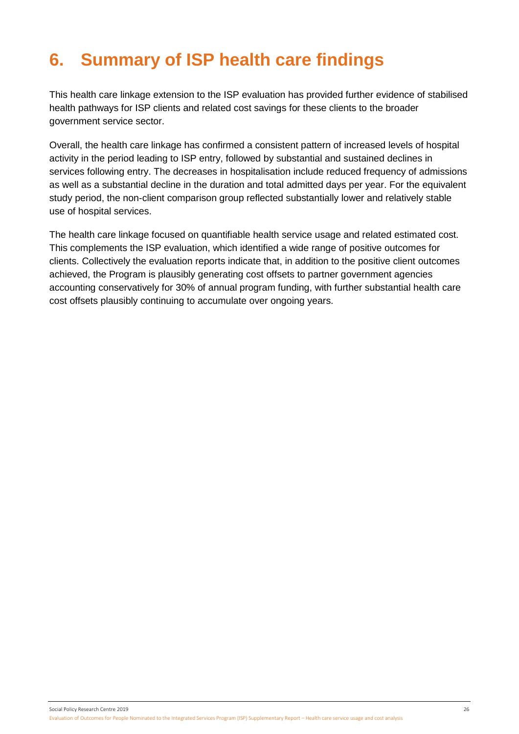# 6. Summary of ISP health care findings

This health care linkage extension to the ISP evaluation has provided further evidence of stabilised health pathways for ISP clients and related cost savings for these clients to the broader government service sector.

Overall, the health care linkage has confirmed a consistent pattern of increased levels of hospital activity in the period leading to ISP entry, followed by substantial and sustained declines in services following entry. The decreases in hospitalisation include reduced frequency of admissions as well as a substantial decline in the duration and total admitted days per year. For the equivalent study period, the non-client comparison group reflected substantially lower and relatively stable use of hospital services.

The health care linkage focused on quantifiable health service usage and related estimated cost. This complements the ISP evaluation, which identified a wide range of positive outcomes for clients. Collectively the evaluation reports indicate that, in addition to the positive client outcomes achieved, the Program is plausibly generating cost offsets to partner government agencies accounting conservatively for 30% of annual program funding, with further substantial health care cost offsets plausibly continuing to accumulate over ongoing years.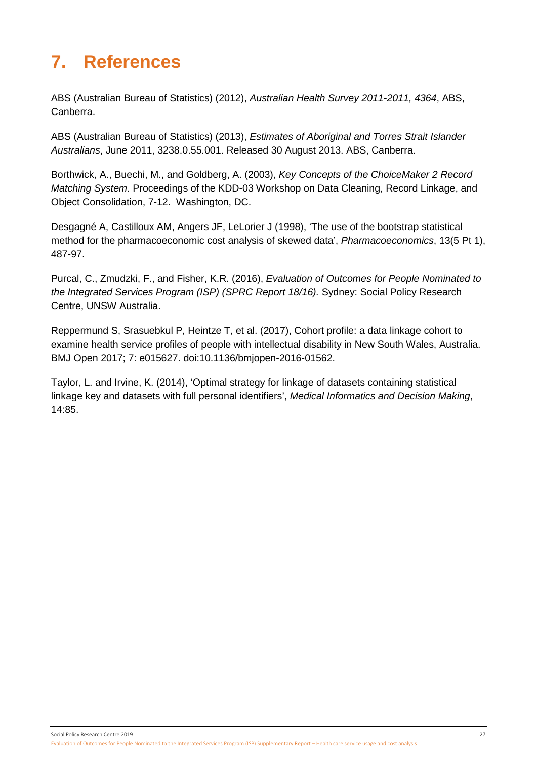# 7. References

ABS (Australian Bureau of Statistics) (2012), *Australian Health Survey 2011-2011, 4364*, ABS, Canberra.

ABS (Australian Bureau of Statistics) (2013), *Estimates of Aboriginal and Torres Strait Islander Australians*, June 2011, 3238.0.55.001. Released 30 August 2013. ABS, Canberra.

Borthwick, A., Buechi, M., and Goldberg, A. (2003), *Key Concepts of the ChoiceMaker 2 Record Matching System*. Proceedings of the KDD-03 Workshop on Data Cleaning, Record Linkage, and Object Consolidation, 7-12. Washington, DC.

Desgagné A, Castilloux AM, Angers JF, LeLorier J (1998), 'The use of the bootstrap statistical method for the pharmacoeconomic cost analysis of skewed data', *Pharmacoeconomics*, 13(5 Pt 1), 487-97.

Purcal, C., Zmudzki, F., and Fisher, K.R. (2016), *Evaluation of Outcomes for People Nominated to the Integrated Services Program (ISP) (SPRC Report 18/16).* Sydney: Social Policy Research Centre, UNSW Australia.

Reppermund S, Srasuebkul P, Heintze T, et al. (2017), Cohort profile: a data linkage cohort to examine health service profiles of people with intellectual disability in New South Wales, Australia. BMJ Open 2017; 7: e015627. doi:10.1136/bmjopen-2016-01562.

Taylor, L. and Irvine, K. (2014), 'Optimal strategy for linkage of datasets containing statistical linkage key and datasets with full personal identifiers', *Medical Informatics and Decision Making*, 14:85.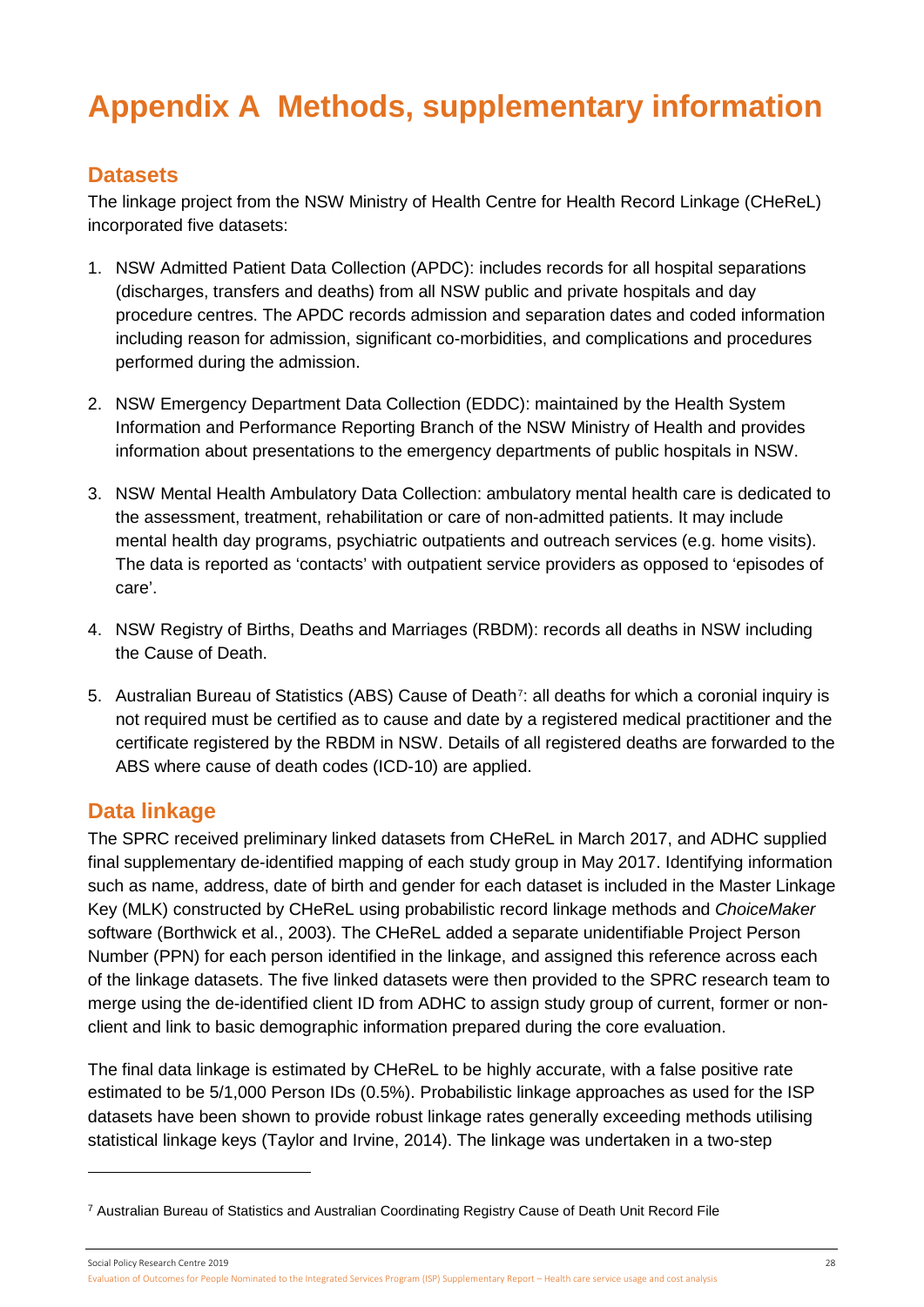# Appendix A Methods, supplementary information

## Datasets

The linkage project from the NSW Ministry of Health Centre for Health Record Linkage (CHeReL) incorporated five datasets:

1. NSW Admitted Patient Data Collection (APDC): includes records for all hospital separations (discharges, transfers and deaths) from all NSW public and private hospitals and day procedure centres. The APDC records admission and separation dates and coded information including reason for admission, significant co-morbidities, and complications and procedures performed during the admission.

2. NSW Emergency Department Data Collection (EDDC): maintained by the Health System Information and Performance Reporting Branch of the NSW Ministry of Health and provides information about presentations to the emergency departments of public hospitals in NSW.

3. NSW Mental Health Ambulatory Data Collection: ambulatory mental health care is dedicated to the assessment, treatment, rehabilitation or care of non-admitted patients. It may include mental health day programs, psychiatric outpatients and outreach services (e.g. home visits). The data is reported as 'contacts' with outpatient service providers as opposed to 'episodes of care'.

4. NSW Registry of Births, Deaths and Marriages (RBDM): records all deaths in NSW including the Cause of Death.

5. Australian Bureau of Statistics (ABS) Cause of Death[7]: all deaths for which a coronial inquiry is not required must be certified as to cause and date by a registered medical practitioner and the certificate registered by the RBDM in NSW. Details of all registered deaths are forwarded to the ABS where cause of death codes (ICD-10) are applied.

## Data linkage

The SPRC received preliminary linked datasets from CHeReL in March 2017, and ADHC supplied final supplementary de-identified mapping of each study group in May 2017. Identifying information such as name, address, date of birth and gender for each dataset is included in the Master Linkage Key (MLK) constructed by CHeReL using probabilistic record linkage methods and *ChoiceMaker* software (Borthwick et al., 2003). The CHeReL added a separate unidentifiable Project Person Number (PPN) for each person identified in the linkage, and assigned this reference across each of the linkage datasets. The five linked datasets were then provided to the SPRC research team to merge using the de-identified client ID from ADHC to assign study group of current, former or non-client and link to basic demographic information prepared during the core evaluation.

The final data linkage is estimated by CHeReL to be highly accurate, with a false positive rate estimated to be 5/1,000 Person IDs (0.5%). Probabilistic linkage approaches as used for the ISP datasets have been shown to provide robust linkage rates generally exceeding methods utilising statistical linkage keys (Taylor and Irvine, 2014). The linkage was undertaken in a two-step

[7] Australian Bureau of Statistics and Australian Coordinating Registry Cause of Death Unit Record File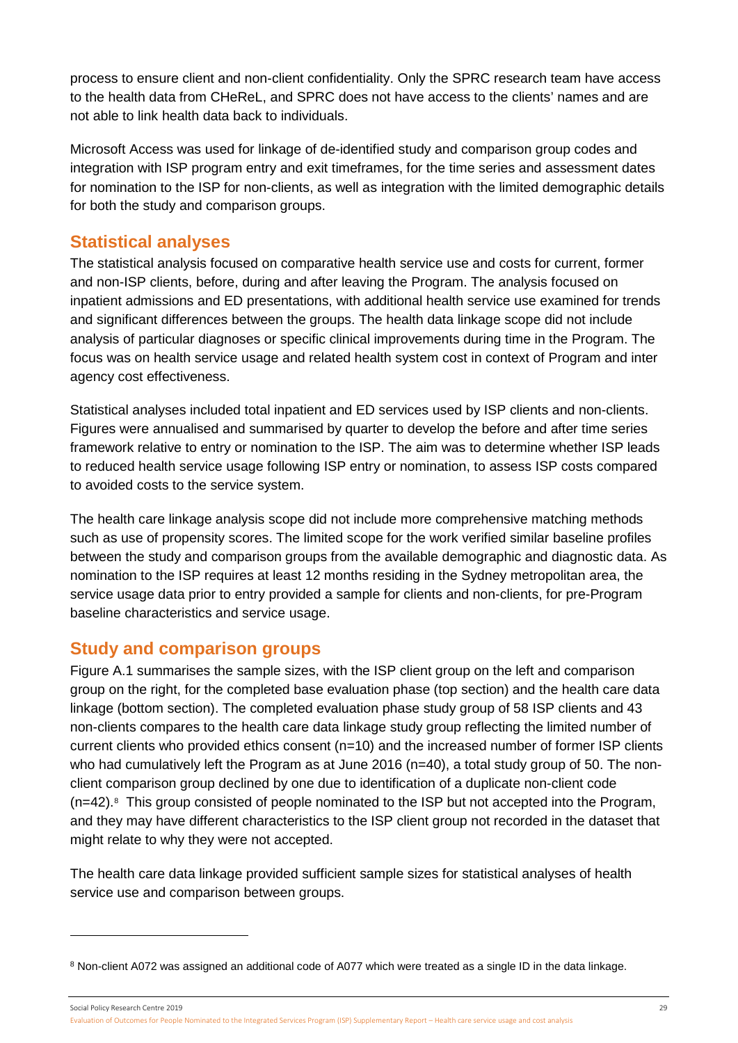process to ensure client and non-client confidentiality. Only the SPRC research team have access to the health data from CHeReL, and SPRC does not have access to the clients' names and are not able to link health data back to individuals.

Microsoft Access was used for linkage of de-identified study and comparison group codes and integration with ISP program entry and exit timeframes, for the time series and assessment dates for nomination to the ISP for non-clients, as well as integration with the limited demographic details for both the study and comparison groups.

## Statistical analyses

The statistical analysis focused on comparative health service use and costs for current, former and non-ISP clients, before, during and after leaving the Program. The analysis focused on inpatient admissions and ED presentations, with additional health service use examined for trends and significant differences between the groups. The health data linkage scope did not include analysis of particular diagnoses or specific clinical improvements during time in the Program. The focus was on health service usage and related health system cost in context of Program and inter agency cost effectiveness.

Statistical analyses included total inpatient and ED services used by ISP clients and non-clients. Figures were annualised and summarised by quarter to develop the before and after time series framework relative to entry or nomination to the ISP. The aim was to determine whether ISP leads to reduced health service usage following ISP entry or nomination, to assess ISP costs compared to avoided costs to the service system.

The health care linkage analysis scope did not include more comprehensive matching methods such as use of propensity scores. The limited scope for the work verified similar baseline profiles between the study and comparison groups from the available demographic and diagnostic data. As nomination to the ISP requires at least 12 months residing in the Sydney metropolitan area, the service usage data prior to entry provided a sample for clients and non-clients, for pre-Program baseline characteristics and service usage.

## Study and comparison groups

Figure A.1 summarises the sample sizes, with the ISP client group on the left and comparison group on the right, for the completed base evaluation phase (top section) and the health care data linkage (bottom section). The completed evaluation phase study group of 58 ISP clients and 43 non-clients compares to the health care data linkage study group reflecting the limited number of current clients who provided ethics consent (n=10) and the increased number of former ISP clients who had cumulatively left the Program as at June 2016 (n=40), a total study group of 50. The non-client comparison group declined by one due to identification of a duplicate non-client code (n=42).[8] This group consisted of people nominated to the ISP but not accepted into the Program, and they may have different characteristics to the ISP client group not recorded in the dataset that might relate to why they were not accepted.

The health care data linkage provided sufficient sample sizes for statistical analyses of health service use and comparison between groups.

---

[8] Non-client A072 was assigned an additional code of A077 which were treated as a single ID in the data linkage.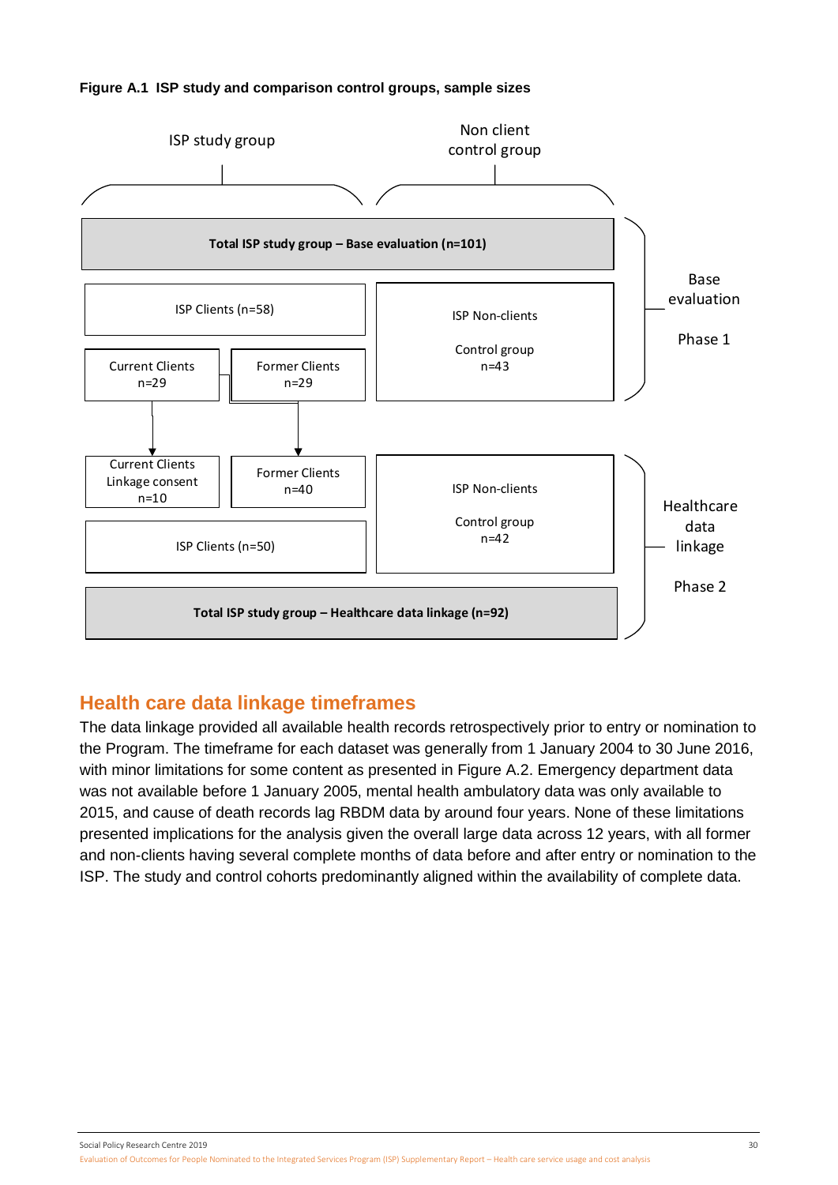**Figure A.1 ISP study and comparison control groups, sample sizes**

ISP study group

Non client control group

**Total ISP study group – Base evaluation (n=101)**

ISP Clients (n=58)

Current Clients n=29

Former Clients n=29

ISP Non-clients

Control group n=43

Base evaluation

Phase 1

Current Clients Linkage consent n=10

Former Clients n=40

ISP Clients (n=50)

ISP Non-clients

Control group n=42

**Total ISP study group – Healthcare data linkage (n=92)**

Healthcare data linkage

Phase 2

## Health care data linkage timeframes

The data linkage provided all available health records retrospectively prior to entry or nomination to the Program. The timeframe for each dataset was generally from 1 January 2004 to 30 June 2016, with minor limitations for some content as presented in Figure A.2. Emergency department data was not available before 1 January 2005, mental health ambulatory data was only available to 2015, and cause of death records lag RBDM data by around four years. None of these limitations presented implications for the analysis given the overall large data across 12 years, with all former and non-clients having several complete months of data before and after entry or nomination to the ISP. The study and control cohorts predominantly aligned within the availability of complete data.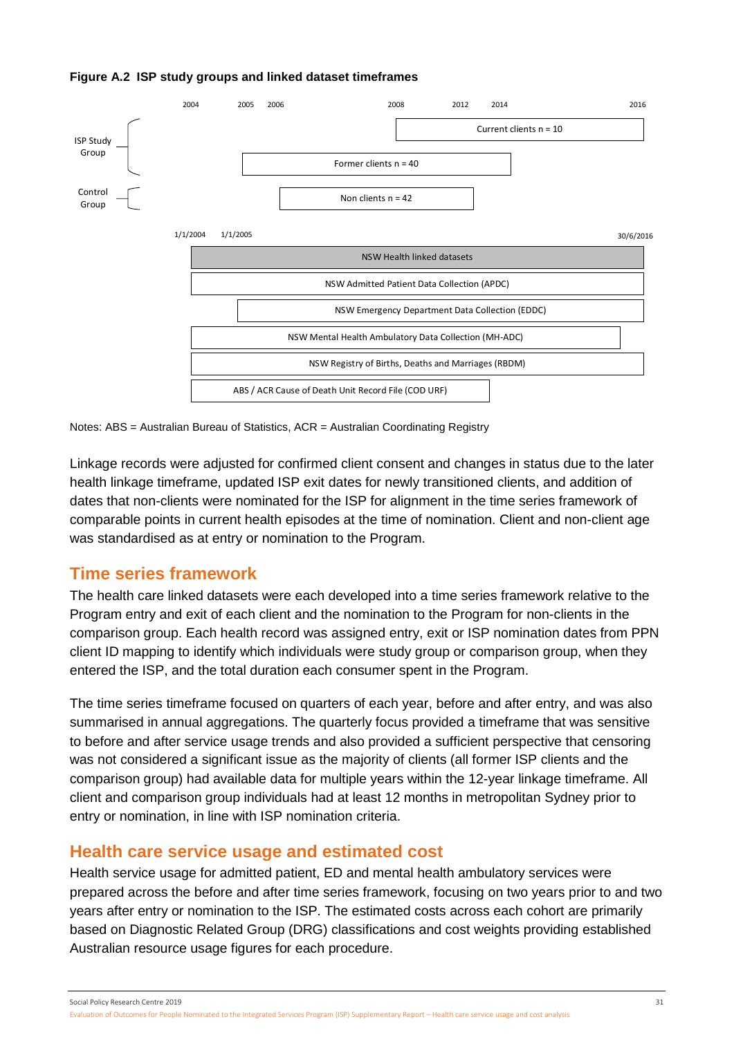**Figure A.2 ISP study groups and linked dataset timeframes**

| Group | Timeframe | Label |
| --- | --- | --- |
| ISP Study Group | 2008 – 2016 | Current clients n = 10 |
| ISP Study Group | 2005 – 2014 | Former clients n = 40 |
| Control Group | 2006 – 2012 | Non clients n = 42 |

| Dataset | Timeframe |
| --- | --- |
| NSW Health linked datasets | 1/1/2004 – 30/6/2016 |
| NSW Admitted Patient Data Collection (APDC) | 1/1/2004 – 30/6/2016 |
| NSW Emergency Department Data Collection (EDDC) | 1/1/2005 – 30/6/2016 |
| NSW Mental Health Ambulatory Data Collection (MH-ADC) | 1/1/2004 – before 30/6/2016 |
| NSW Registry of Births, Deaths and Marriages (RBDM) | 1/1/2004 – 30/6/2016 |
| ABS / ACR Cause of Death Unit Record File (COD URF) | 1/1/2004 – approx. 2014 |

Notes: ABS = Australian Bureau of Statistics, ACR = Australian Coordinating Registry

Linkage records were adjusted for confirmed client consent and changes in status due to the later health linkage timeframe, updated ISP exit dates for newly transitioned clients, and addition of dates that non-clients were nominated for the ISP for alignment in the time series framework of comparable points in current health episodes at the time of nomination. Client and non-client age was standardised as at entry or nomination to the Program.

## Time series framework

The health care linked datasets were each developed into a time series framework relative to the Program entry and exit of each client and the nomination to the Program for non-clients in the comparison group. Each health record was assigned entry, exit or ISP nomination dates from PPN client ID mapping to identify which individuals were study group or comparison group, when they entered the ISP, and the total duration each consumer spent in the Program.

The time series timeframe focused on quarters of each year, before and after entry, and was also summarised in annual aggregations. The quarterly focus provided a timeframe that was sensitive to before and after service usage trends and also provided a sufficient perspective that censoring was not considered a significant issue as the majority of clients (all former ISP clients and the comparison group) had available data for multiple years within the 12-year linkage timeframe. All client and comparison group individuals had at least 12 months in metropolitan Sydney prior to entry or nomination, in line with ISP nomination criteria.

## Health care service usage and estimated cost

Health service usage for admitted patient, ED and mental health ambulatory services were prepared across the before and after time series framework, focusing on two years prior to and two years after entry or nomination to the ISP. The estimated costs across each cohort are primarily based on Diagnostic Related Group (DRG) classifications and cost weights providing established Australian resource usage figures for each procedure.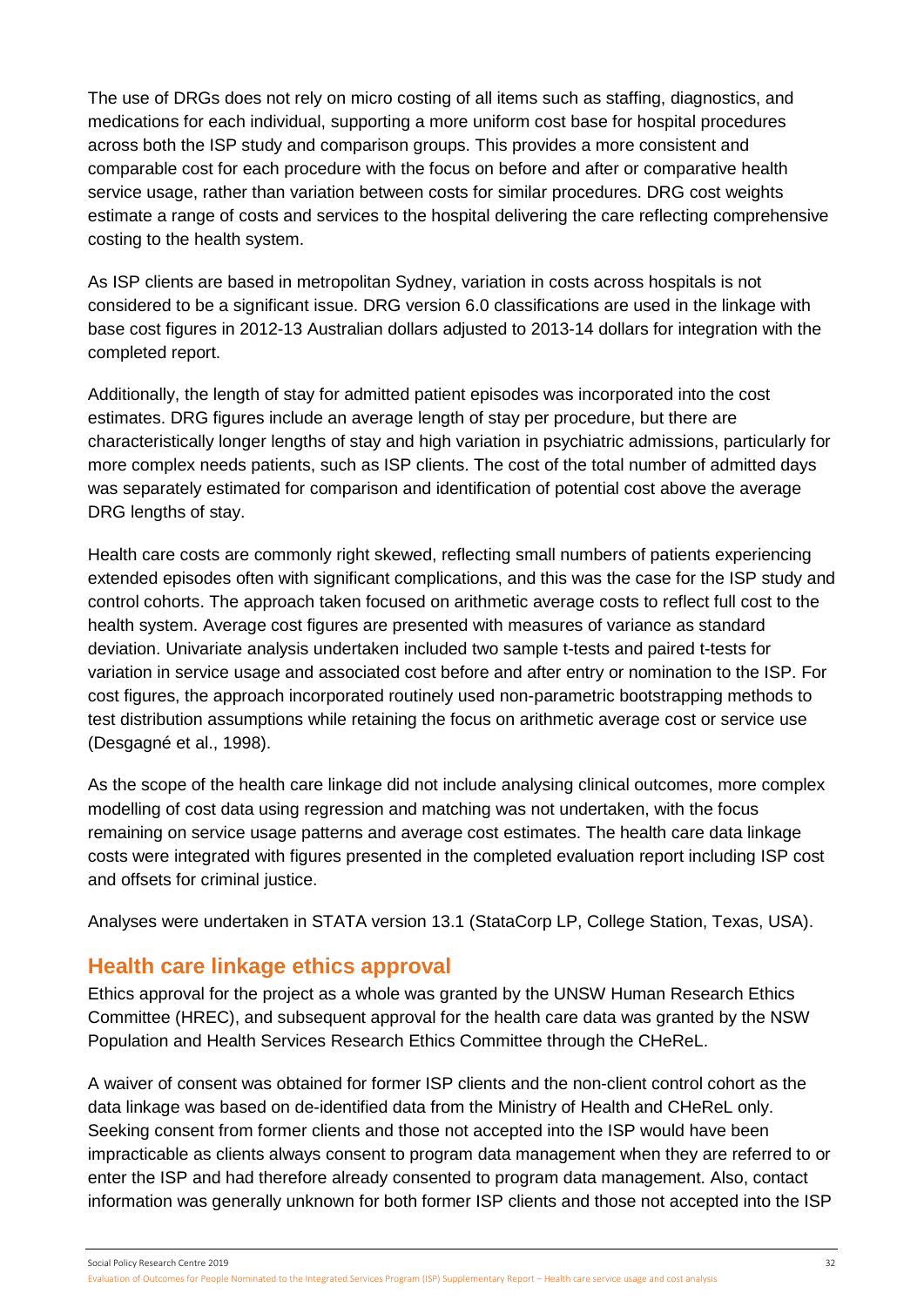The use of DRGs does not rely on micro costing of all items such as staffing, diagnostics, and medications for each individual, supporting a more uniform cost base for hospital procedures across both the ISP study and comparison groups. This provides a more consistent and comparable cost for each procedure with the focus on before and after or comparative health service usage, rather than variation between costs for similar procedures. DRG cost weights estimate a range of costs and services to the hospital delivering the care reflecting comprehensive costing to the health system.

As ISP clients are based in metropolitan Sydney, variation in costs across hospitals is not considered to be a significant issue. DRG version 6.0 classifications are used in the linkage with base cost figures in 2012-13 Australian dollars adjusted to 2013-14 dollars for integration with the completed report.

Additionally, the length of stay for admitted patient episodes was incorporated into the cost estimates. DRG figures include an average length of stay per procedure, but there are characteristically longer lengths of stay and high variation in psychiatric admissions, particularly for more complex needs patients, such as ISP clients. The cost of the total number of admitted days was separately estimated for comparison and identification of potential cost above the average DRG lengths of stay.

Health care costs are commonly right skewed, reflecting small numbers of patients experiencing extended episodes often with significant complications, and this was the case for the ISP study and control cohorts. The approach taken focused on arithmetic average costs to reflect full cost to the health system. Average cost figures are presented with measures of variance as standard deviation. Univariate analysis undertaken included two sample t-tests and paired t-tests for variation in service usage and associated cost before and after entry or nomination to the ISP. For cost figures, the approach incorporated routinely used non-parametric bootstrapping methods to test distribution assumptions while retaining the focus on arithmetic average cost or service use (Desgagné et al., 1998).

As the scope of the health care linkage did not include analysing clinical outcomes, more complex modelling of cost data using regression and matching was not undertaken, with the focus remaining on service usage patterns and average cost estimates. The health care data linkage costs were integrated with figures presented in the completed evaluation report including ISP cost and offsets for criminal justice.

Analyses were undertaken in STATA version 13.1 (StataCorp LP, College Station, Texas, USA).

## Health care linkage ethics approval

Ethics approval for the project as a whole was granted by the UNSW Human Research Ethics Committee (HREC), and subsequent approval for the health care data was granted by the NSW Population and Health Services Research Ethics Committee through the CHeReL.

A waiver of consent was obtained for former ISP clients and the non-client control cohort as the data linkage was based on de-identified data from the Ministry of Health and CHeReL only. Seeking consent from former clients and those not accepted into the ISP would have been impracticable as clients always consent to program data management when they are referred to or enter the ISP and had therefore already consented to program data management. Also, contact information was generally unknown for both former ISP clients and those not accepted into the ISP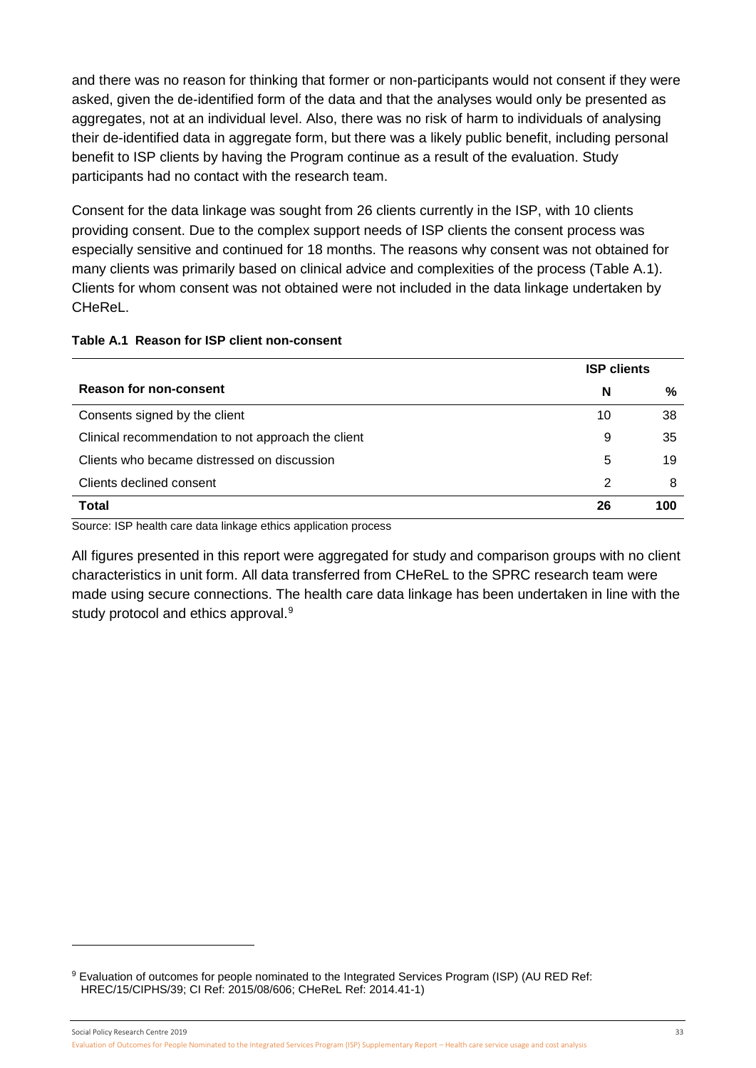and there was no reason for thinking that former or non-participants would not consent if they were asked, given the de-identified form of the data and that the analyses would only be presented as aggregates, not at an individual level. Also, there was no risk of harm to individuals of analysing their de-identified data in aggregate form, but there was a likely public benefit, including personal benefit to ISP clients by having the Program continue as a result of the evaluation. Study participants had no contact with the research team.

Consent for the data linkage was sought from 26 clients currently in the ISP, with 10 clients providing consent. Due to the complex support needs of ISP clients the consent process was especially sensitive and continued for 18 months. The reasons why consent was not obtained for many clients was primarily based on clinical advice and complexities of the process (Table A.1). Clients for whom consent was not obtained were not included in the data linkage undertaken by CHeReL.

**Table A.1 Reason for ISP client non-consent**

| | ISP clients | |
|---|---|---|
| **Reason for non-consent** | **N** | **%** |
| Consents signed by the client | 10 | 38 |
| Clinical recommendation to not approach the client | 9 | 35 |
| Clients who became distressed on discussion | 5 | 19 |
| Clients declined consent | 2 | 8 |
| **Total** | **26** | **100** |

Source: ISP health care data linkage ethics application process

All figures presented in this report were aggregated for study and comparison groups with no client characteristics in unit form. All data transferred from CHeReL to the SPRC research team were made using secure connections. The health care data linkage has been undertaken in line with the study protocol and ethics approval.[9]

[9] Evaluation of outcomes for people nominated to the Integrated Services Program (ISP) (AU RED Ref: HREC/15/CIPHS/39; CI Ref: 2015/08/606; CHeReL Ref: 2014.41-1)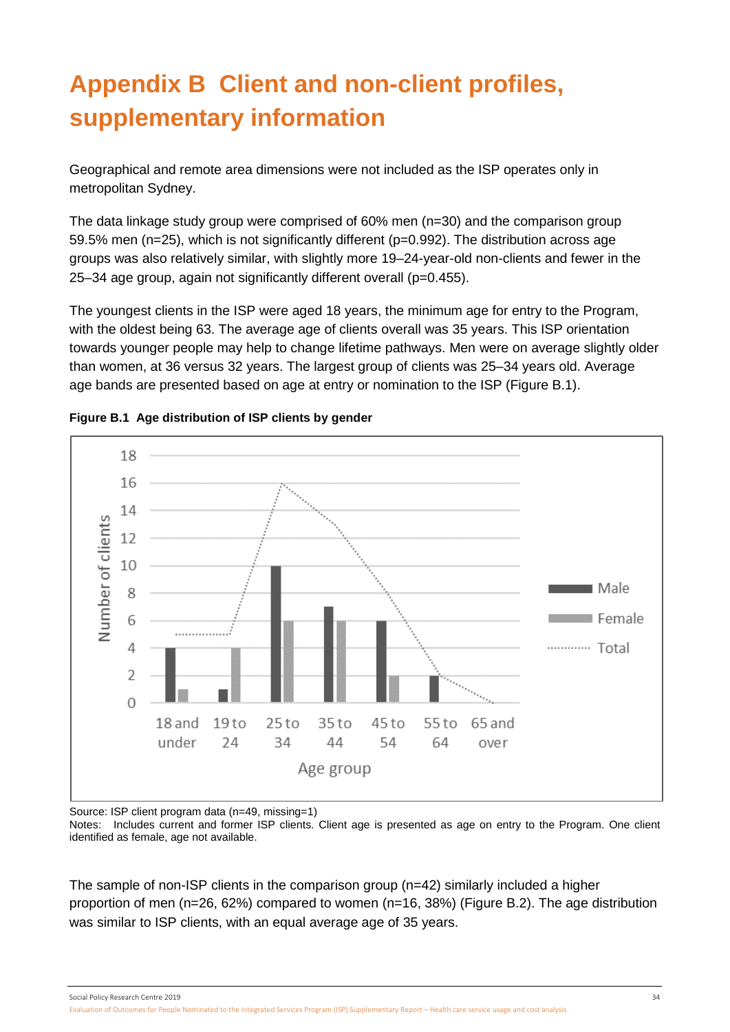# Appendix B Client and non-client profiles, supplementary information

Geographical and remote area dimensions were not included as the ISP operates only in metropolitan Sydney.

The data linkage study group were comprised of 60% men (n=30) and the comparison group 59.5% men (n=25), which is not significantly different (p=0.992). The distribution across age groups was also relatively similar, with slightly more 19–24-year-old non-clients and fewer in the 25–34 age group, again not significantly different overall (p=0.455).

The youngest clients in the ISP were aged 18 years, the minimum age for entry to the Program, with the oldest being 63. The average age of clients overall was 35 years. This ISP orientation towards younger people may help to change lifetime pathways. Men were on average slightly older than women, at 36 versus 32 years. The largest group of clients was 25–34 years old. Average age bands are presented based on age at entry or nomination to the ISP (Figure B.1).

**Figure B.1 Age distribution of ISP clients by gender**

| Age group | Male | Female | Total |
|---|---|---|---|
| 18 and under | 4 | 1 | 5 |
| 19 to 24 | 1 | 4 | 5 |
| 25 to 34 | 10 | 6 | 16 |
| 35 to 44 | 7 | 6 | 13 |
| 45 to 54 | 6 | 2 | 8 |
| 55 to 64 | 2 | 0 | 2 |
| 65 and over | 0 | 0 | 0 |

Source: ISP client program data (n=49, missing=1)
Notes: Includes current and former ISP clients. Client age is presented as age on entry to the Program. One client identified as female, age not available.

The sample of non-ISP clients in the comparison group (n=42) similarly included a higher proportion of men (n=26, 62%) compared to women (n=16, 38%) (Figure B.2). The age distribution was similar to ISP clients, with an equal average age of 35 years.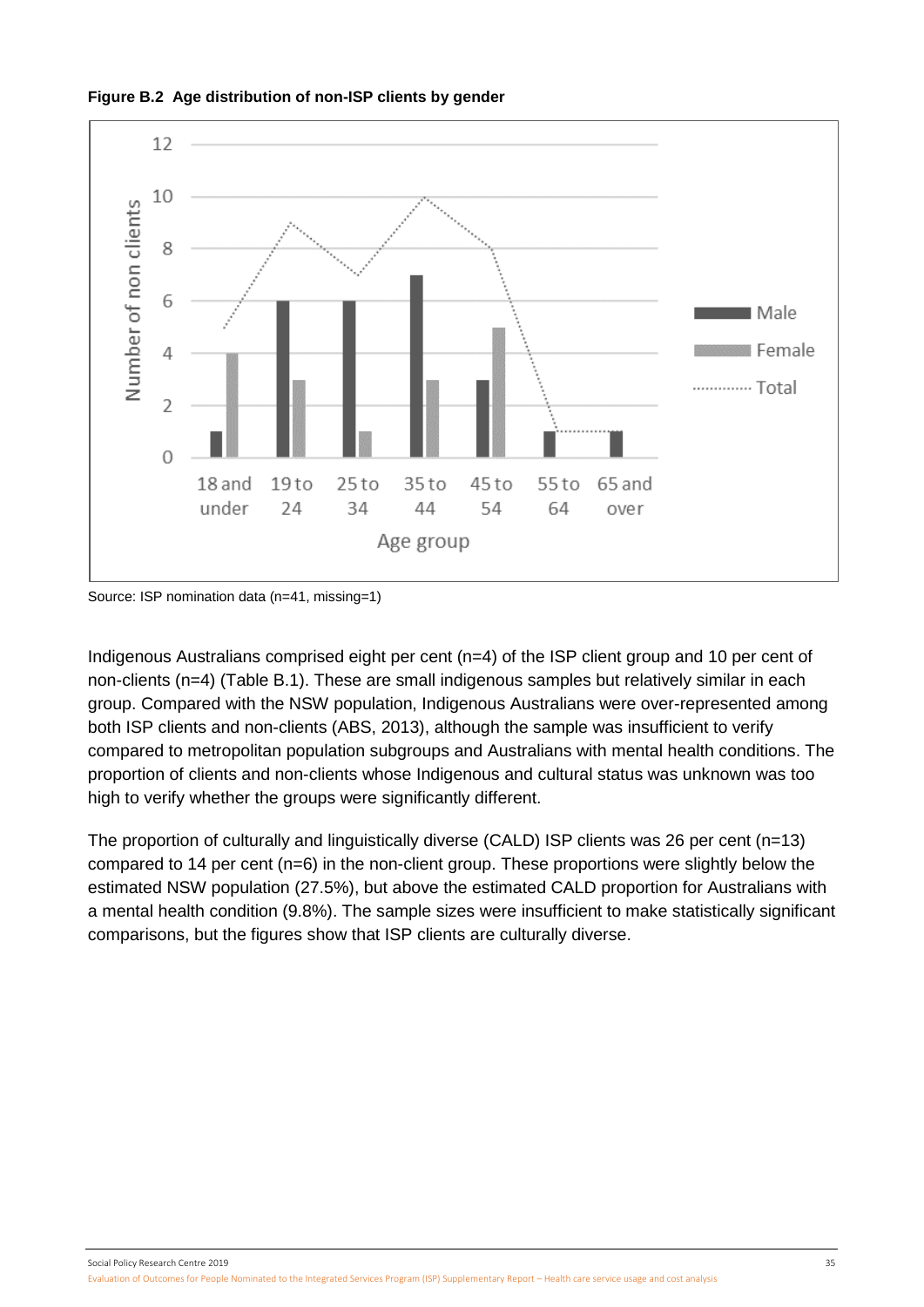**Figure B.2 Age distribution of non-ISP clients by gender**

Source: ISP nomination data (n=41, missing=1)

Indigenous Australians comprised eight per cent (n=4) of the ISP client group and 10 per cent of non-clients (n=4) (Table B.1). These are small indigenous samples but relatively similar in each group. Compared with the NSW population, Indigenous Australians were over-represented among both ISP clients and non-clients (ABS, 2013), although the sample was insufficient to verify compared to metropolitan population subgroups and Australians with mental health conditions. The proportion of clients and non-clients whose Indigenous and cultural status was unknown was too high to verify whether the groups were significantly different.

The proportion of culturally and linguistically diverse (CALD) ISP clients was 26 per cent (n=13) compared to 14 per cent (n=6) in the non-client group. These proportions were slightly below the estimated NSW population (27.5%), but above the estimated CALD proportion for Australians with a mental health condition (9.8%). The sample sizes were insufficient to make statistically significant comparisons, but the figures show that ISP clients are culturally diverse.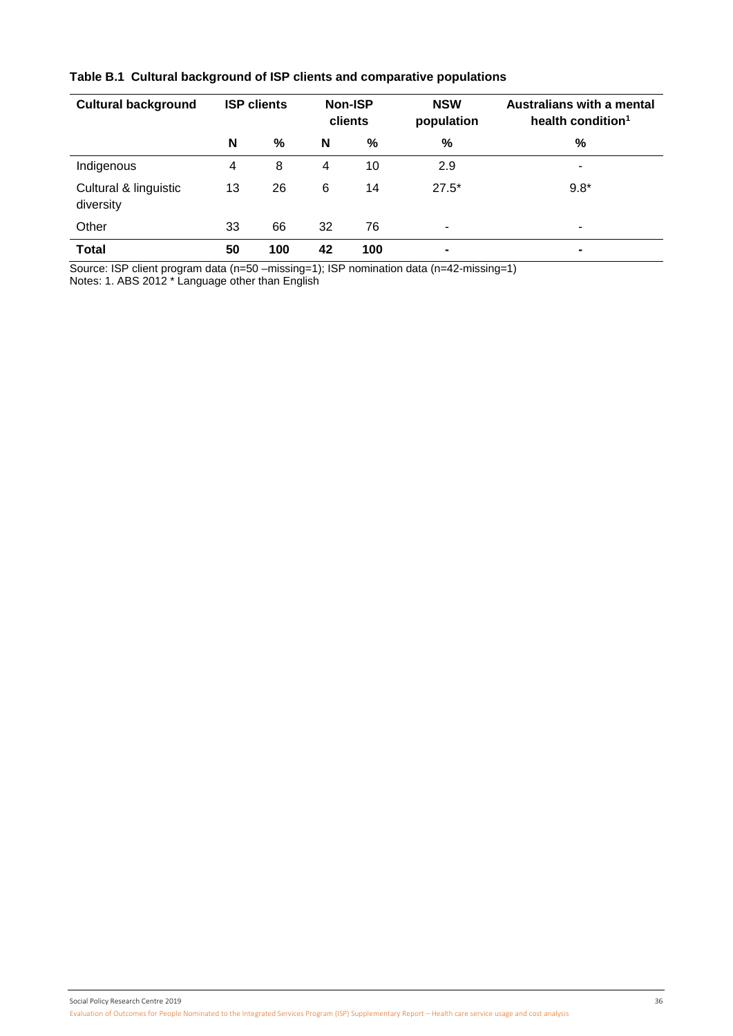**Table B.1 Cultural background of ISP clients and comparative populations**

| Cultural background | ISP clients | | Non-ISP clients | | NSW population | Australians with a mental health condition[1] |
|---|---|---|---|---|---|---|
| | N | % | N | % | % | % |
| Indigenous | 4 | 8 | 4 | 10 | 2.9 | - |
| Cultural & linguistic diversity | 13 | 26 | 6 | 14 | 27.5* | 9.8* |
| Other | 33 | 66 | 32 | 76 | - | - |
| **Total** | **50** | **100** | **42** | **100** | - | - |

Source: ISP client program data (n=50 –missing=1); ISP nomination data (n=42-missing=1)
Notes: 1. ABS 2012 * Language other than English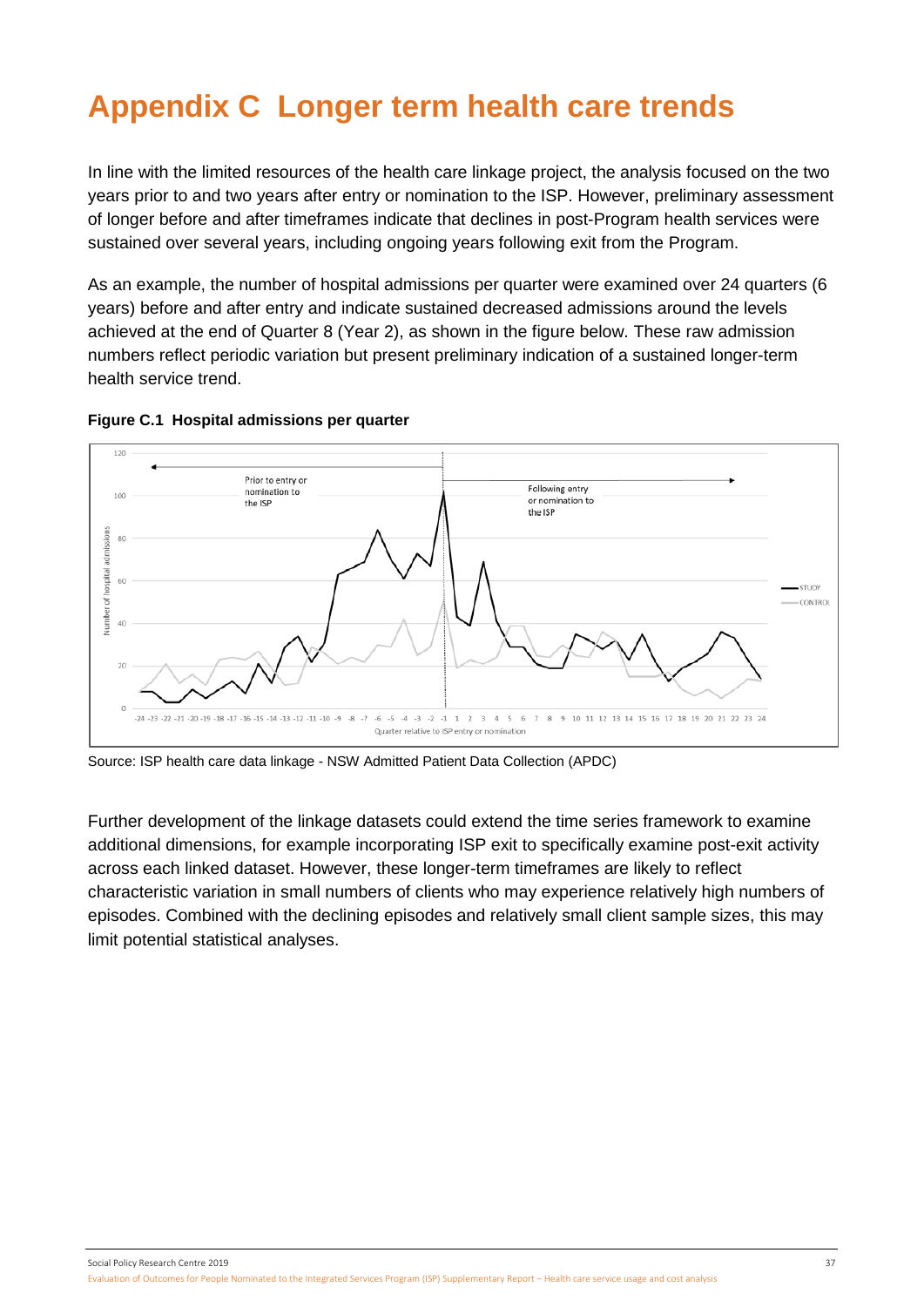# Appendix C Longer term health care trends

In line with the limited resources of the health care linkage project, the analysis focused on the two years prior to and two years after entry or nomination to the ISP. However, preliminary assessment of longer before and after timeframes indicate that declines in post-Program health services were sustained over several years, including ongoing years following exit from the Program.

As an example, the number of hospital admissions per quarter were examined over 24 quarters (6 years) before and after entry and indicate sustained decreased admissions around the levels achieved at the end of Quarter 8 (Year 2), as shown in the figure below. These raw admission numbers reflect periodic variation but present preliminary indication of a sustained longer-term health service trend.

**Figure C.1 Hospital admissions per quarter**

Prior to entry or nomination to the ISP

Following entry or nomination to the ISP

Number of hospital admissions

0
20
40
60
80
100
120

-24 -23 -22 -21 -20 -19 -18 -17 -16 -15 -14 -13 -12 -11 -10 -9 -8 -7 -6 -5 -4 -3 -2 -1 1 2 3 4 5 6 7 8 9 10 11 12 13 14 15 16 17 18 19 20 21 22 23 24

Quarter relative to ISP entry or nomination

STUDY
CONTROL

Source: ISP health care data linkage - NSW Admitted Patient Data Collection (APDC)

Further development of the linkage datasets could extend the time series framework to examine additional dimensions, for example incorporating ISP exit to specifically examine post-exit activity across each linked dataset. However, these longer-term timeframes are likely to reflect characteristic variation in small numbers of clients who may experience relatively high numbers of episodes. Combined with the declining episodes and relatively small client sample sizes, this may limit potential statistical analyses.